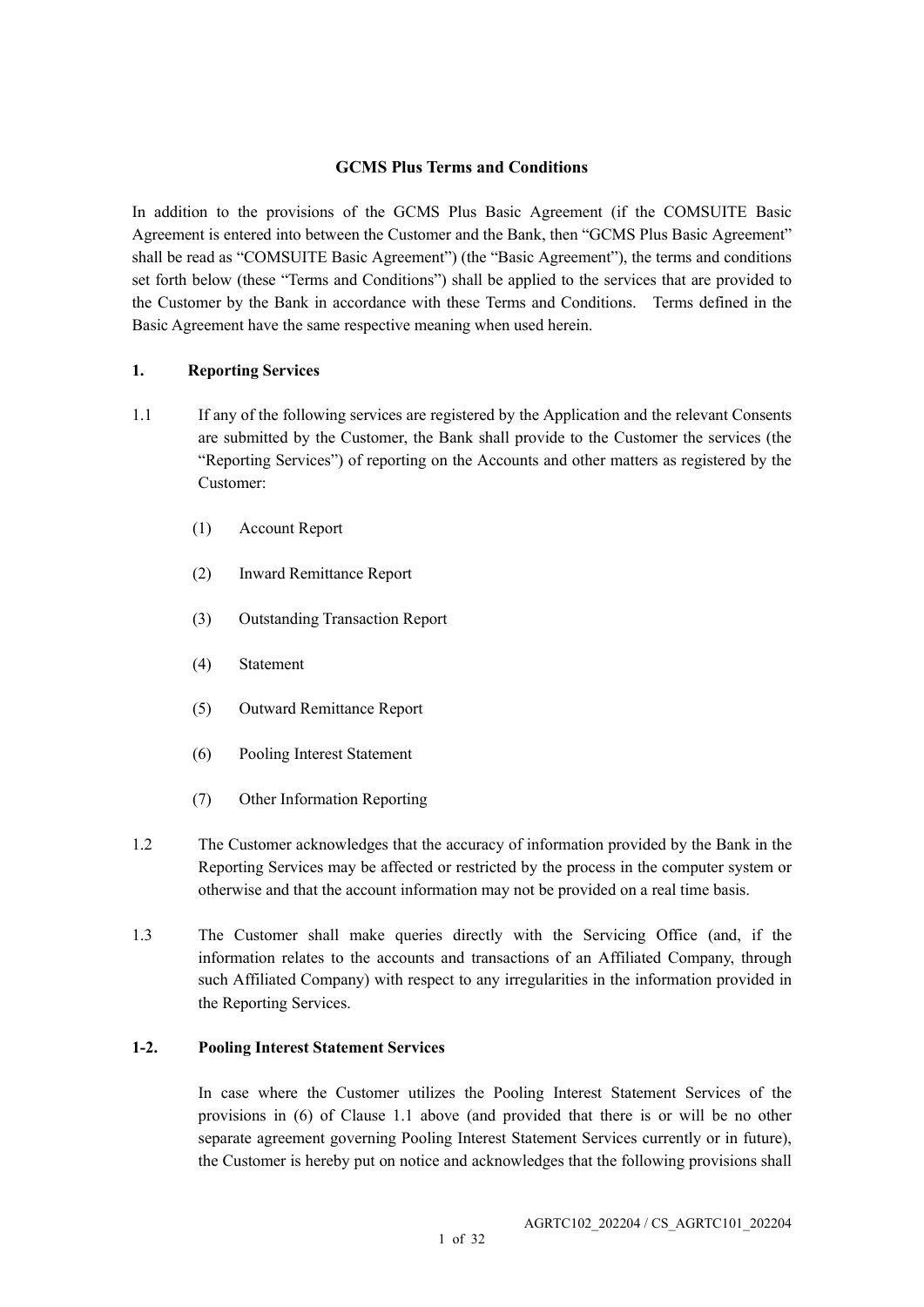# GCMS Plus Terms and Conditions

In addition to the provisions of the GCMS Plus Basic Agreement (if the COMSUITE Basic Agreement is entered into between the Customer and the Bank, then "GCMS Plus Basic Agreement" shall be read as "COMSUITE Basic Agreement") (the "Basic Agreement"), the terms and conditions set forth below (these "Terms and Conditions") shall be applied to the services that are provided to the Customer by the Bank in accordance with these Terms and Conditions. Terms defined in the Basic Agreement have the same respective meaning when used herein.

## 1. Reporting Services

1.1 If any of the following services are registered by the Application and the relevant Consents are submitted by the Customer, the Bank shall provide to the Customer the services (the "Reporting Services") of reporting on the Accounts and other matters as registered by the Customer:

(1) Account Report

(2) Inward Remittance Report

(3) Outstanding Transaction Report

(4) Statement

(5) Outward Remittance Report

(6) Pooling Interest Statement

(7) Other Information Reporting

1.2 The Customer acknowledges that the accuracy of information provided by the Bank in the Reporting Services may be affected or restricted by the process in the computer system or otherwise and that the account information may not be provided on a real time basis.

1.3 The Customer shall make queries directly with the Servicing Office (and, if the information relates to the accounts and transactions of an Affiliated Company, through such Affiliated Company) with respect to any irregularities in the information provided in the Reporting Services.

## 1-2. Pooling Interest Statement Services

In case where the Customer utilizes the Pooling Interest Statement Services of the provisions in (6) of Clause 1.1 above (and provided that there is or will be no other separate agreement governing Pooling Interest Statement Services currently or in future), the Customer is hereby put on notice and acknowledges that the following provisions shall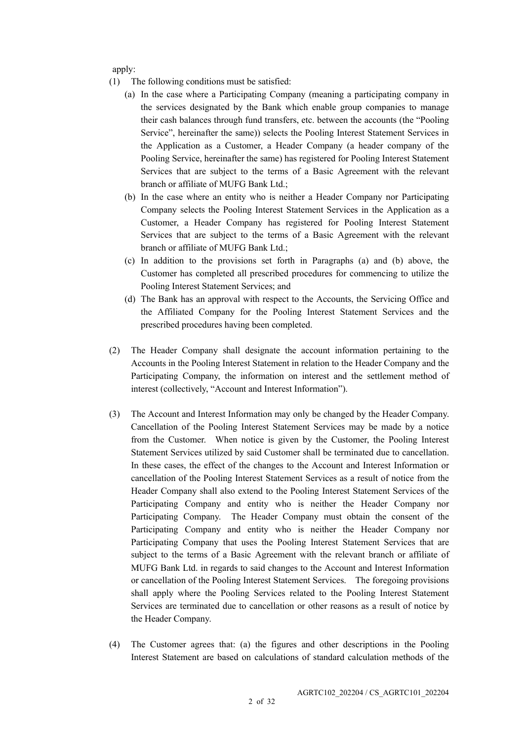apply:

(1) The following conditions must be satisfied:

   (a) In the case where a Participating Company (meaning a participating company in the services designated by the Bank which enable group companies to manage their cash balances through fund transfers, etc. between the accounts (the "Pooling Service", hereinafter the same)) selects the Pooling Interest Statement Services in the Application as a Customer, a Header Company (a header company of the Pooling Service, hereinafter the same) has registered for Pooling Interest Statement Services that are subject to the terms of a Basic Agreement with the relevant branch or affiliate of MUFG Bank Ltd.;

   (b) In the case where an entity who is neither a Header Company nor Participating Company selects the Pooling Interest Statement Services in the Application as a Customer, a Header Company has registered for Pooling Interest Statement Services that are subject to the terms of a Basic Agreement with the relevant branch or affiliate of MUFG Bank Ltd.;

   (c) In addition to the provisions set forth in Paragraphs (a) and (b) above, the Customer has completed all prescribed procedures for commencing to utilize the Pooling Interest Statement Services; and

   (d) The Bank has an approval with respect to the Accounts, the Servicing Office and the Affiliated Company for the Pooling Interest Statement Services and the prescribed procedures having been completed.

(2) The Header Company shall designate the account information pertaining to the Accounts in the Pooling Interest Statement in relation to the Header Company and the Participating Company, the information on interest and the settlement method of interest (collectively, "Account and Interest Information").

(3) The Account and Interest Information may only be changed by the Header Company. Cancellation of the Pooling Interest Statement Services may be made by a notice from the Customer. When notice is given by the Customer, the Pooling Interest Statement Services utilized by said Customer shall be terminated due to cancellation. In these cases, the effect of the changes to the Account and Interest Information or cancellation of the Pooling Interest Statement Services as a result of notice from the Header Company shall also extend to the Pooling Interest Statement Services of the Participating Company and entity who is neither the Header Company nor Participating Company. The Header Company must obtain the consent of the Participating Company and entity who is neither the Header Company nor Participating Company that uses the Pooling Interest Statement Services that are subject to the terms of a Basic Agreement with the relevant branch or affiliate of MUFG Bank Ltd. in regards to said changes to the Account and Interest Information or cancellation of the Pooling Interest Statement Services. The foregoing provisions shall apply where the Pooling Services related to the Pooling Interest Statement Services are terminated due to cancellation or other reasons as a result of notice by the Header Company.

(4) The Customer agrees that: (a) the figures and other descriptions in the Pooling Interest Statement are based on calculations of standard calculation methods of the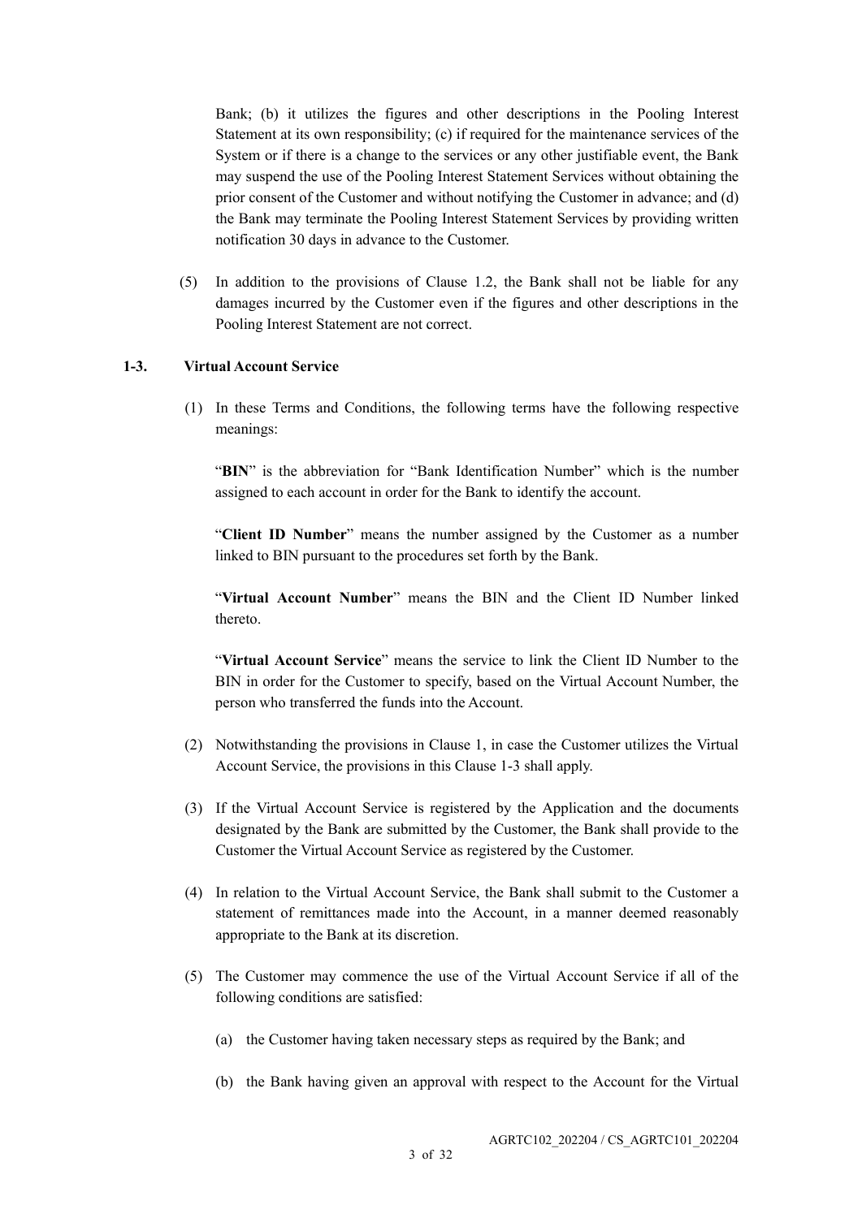Bank; (b) it utilizes the figures and other descriptions in the Pooling Interest Statement at its own responsibility; (c) if required for the maintenance services of the System or if there is a change to the services or any other justifiable event, the Bank may suspend the use of the Pooling Interest Statement Services without obtaining the prior consent of the Customer and without notifying the Customer in advance; and (d) the Bank may terminate the Pooling Interest Statement Services by providing written notification 30 days in advance to the Customer.

(5) In addition to the provisions of Clause 1.2, the Bank shall not be liable for any damages incurred by the Customer even if the figures and other descriptions in the Pooling Interest Statement are not correct.

**1-3. Virtual Account Service**

(1) In these Terms and Conditions, the following terms have the following respective meanings:

"**BIN**" is the abbreviation for "Bank Identification Number" which is the number assigned to each account in order for the Bank to identify the account.

"**Client ID Number**" means the number assigned by the Customer as a number linked to BIN pursuant to the procedures set forth by the Bank.

"**Virtual Account Number**" means the BIN and the Client ID Number linked thereto.

"**Virtual Account Service**" means the service to link the Client ID Number to the BIN in order for the Customer to specify, based on the Virtual Account Number, the person who transferred the funds into the Account.

(2) Notwithstanding the provisions in Clause 1, in case the Customer utilizes the Virtual Account Service, the provisions in this Clause 1-3 shall apply.

(3) If the Virtual Account Service is registered by the Application and the documents designated by the Bank are submitted by the Customer, the Bank shall provide to the Customer the Virtual Account Service as registered by the Customer.

(4) In relation to the Virtual Account Service, the Bank shall submit to the Customer a statement of remittances made into the Account, in a manner deemed reasonably appropriate to the Bank at its discretion.

(5) The Customer may commence the use of the Virtual Account Service if all of the following conditions are satisfied:

(a) the Customer having taken necessary steps as required by the Bank; and

(b) the Bank having given an approval with respect to the Account for the Virtual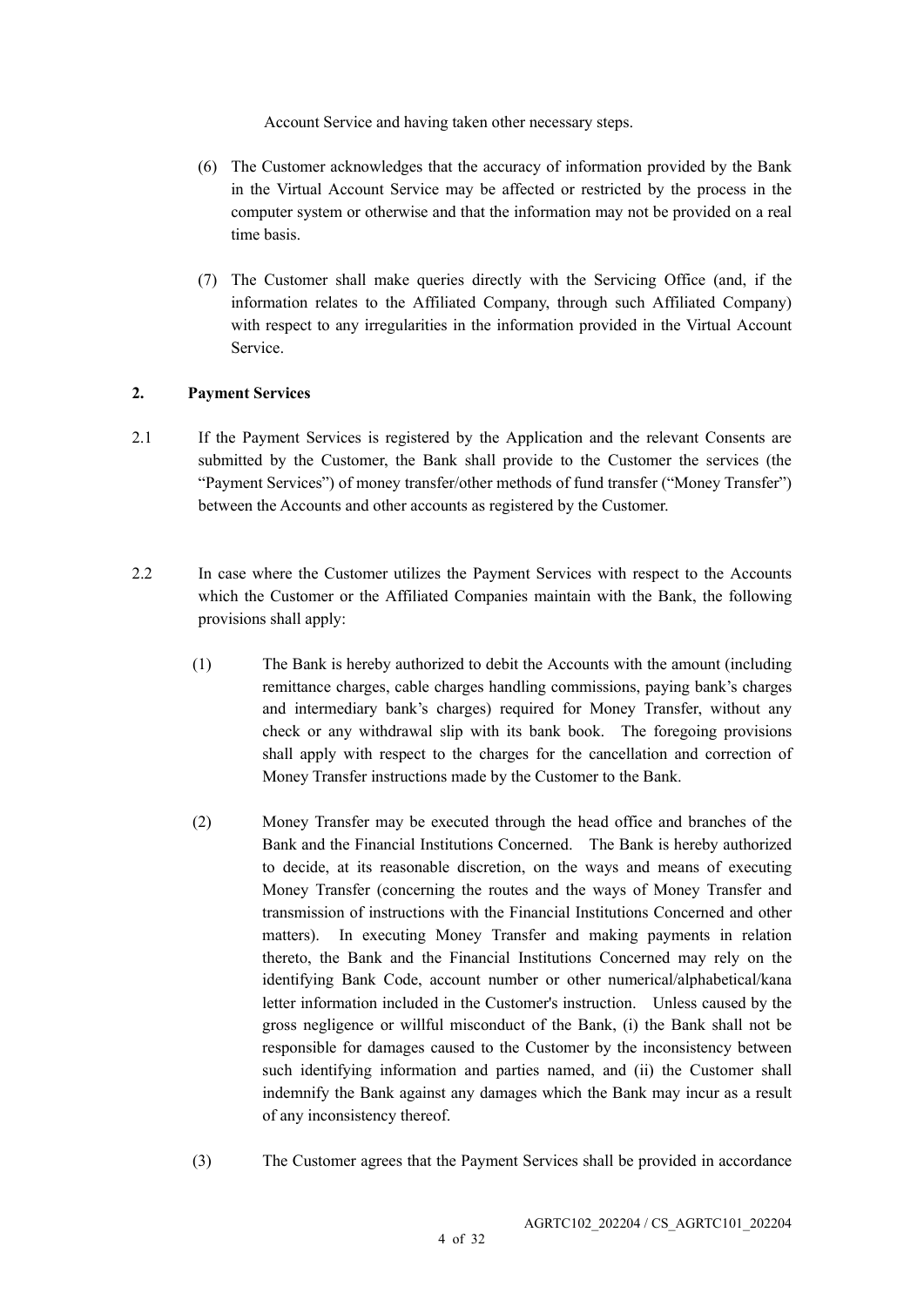Account Service and having taken other necessary steps.

(6) The Customer acknowledges that the accuracy of information provided by the Bank in the Virtual Account Service may be affected or restricted by the process in the computer system or otherwise and that the information may not be provided on a real time basis.

(7) The Customer shall make queries directly with the Servicing Office (and, if the information relates to the Affiliated Company, through such Affiliated Company) with respect to any irregularities in the information provided in the Virtual Account Service.

## 2. Payment Services

2.1 If the Payment Services is registered by the Application and the relevant Consents are submitted by the Customer, the Bank shall provide to the Customer the services (the "Payment Services") of money transfer/other methods of fund transfer ("Money Transfer") between the Accounts and other accounts as registered by the Customer.

2.2 In case where the Customer utilizes the Payment Services with respect to the Accounts which the Customer or the Affiliated Companies maintain with the Bank, the following provisions shall apply:

(1) The Bank is hereby authorized to debit the Accounts with the amount (including remittance charges, cable charges handling commissions, paying bank's charges and intermediary bank's charges) required for Money Transfer, without any check or any withdrawal slip with its bank book. The foregoing provisions shall apply with respect to the charges for the cancellation and correction of Money Transfer instructions made by the Customer to the Bank.

(2) Money Transfer may be executed through the head office and branches of the Bank and the Financial Institutions Concerned. The Bank is hereby authorized to decide, at its reasonable discretion, on the ways and means of executing Money Transfer (concerning the routes and the ways of Money Transfer and transmission of instructions with the Financial Institutions Concerned and other matters). In executing Money Transfer and making payments in relation thereto, the Bank and the Financial Institutions Concerned may rely on the identifying Bank Code, account number or other numerical/alphabetical/kana letter information included in the Customer's instruction. Unless caused by the gross negligence or willful misconduct of the Bank, (i) the Bank shall not be responsible for damages caused to the Customer by the inconsistency between such identifying information and parties named, and (ii) the Customer shall indemnify the Bank against any damages which the Bank may incur as a result of any inconsistency thereof.

(3) The Customer agrees that the Payment Services shall be provided in accordance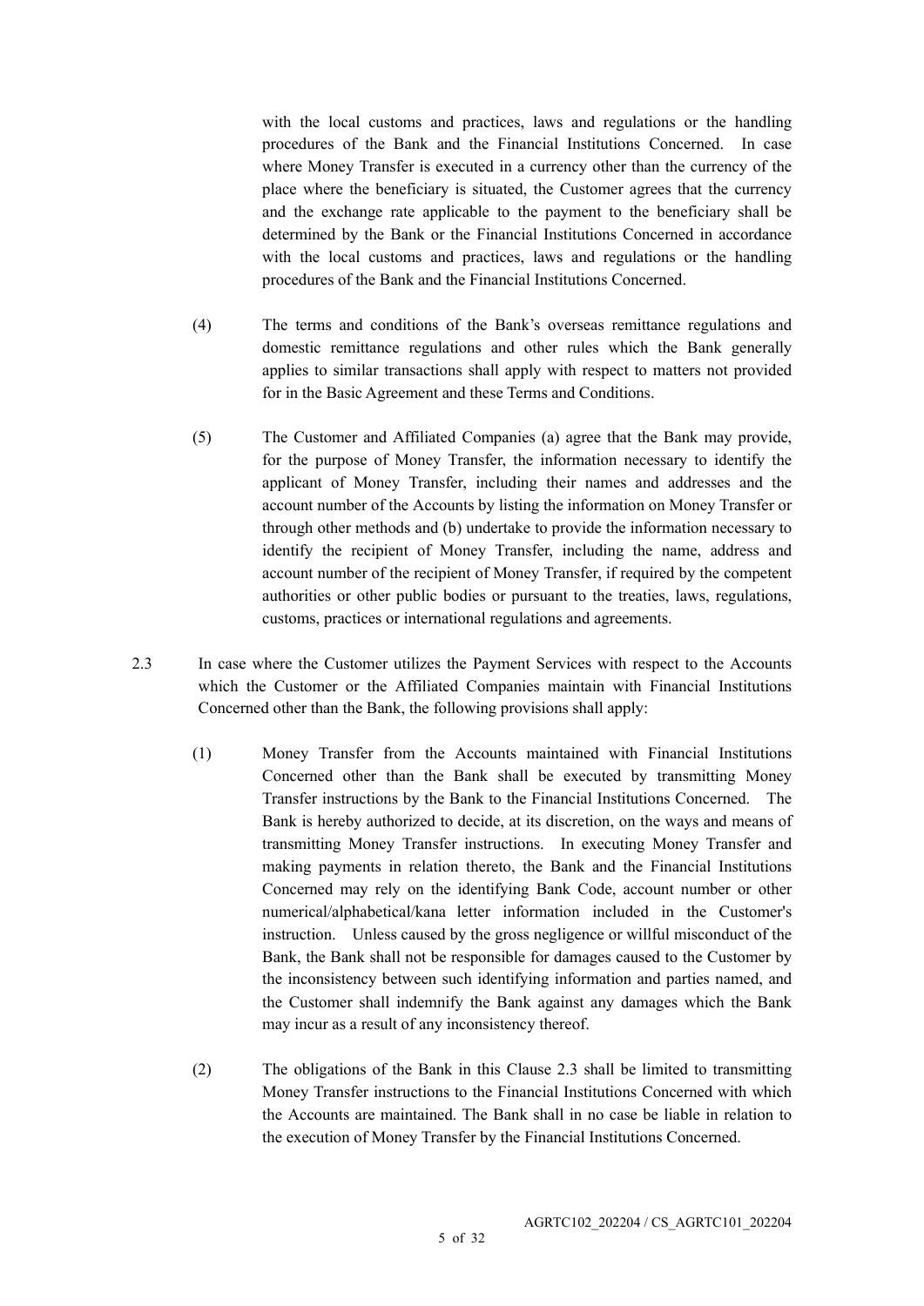with the local customs and practices, laws and regulations or the handling procedures of the Bank and the Financial Institutions Concerned. In case where Money Transfer is executed in a currency other than the currency of the place where the beneficiary is situated, the Customer agrees that the currency and the exchange rate applicable to the payment to the beneficiary shall be determined by the Bank or the Financial Institutions Concerned in accordance with the local customs and practices, laws and regulations or the handling procedures of the Bank and the Financial Institutions Concerned.

(4) The terms and conditions of the Bank's overseas remittance regulations and domestic remittance regulations and other rules which the Bank generally applies to similar transactions shall apply with respect to matters not provided for in the Basic Agreement and these Terms and Conditions.

(5) The Customer and Affiliated Companies (a) agree that the Bank may provide, for the purpose of Money Transfer, the information necessary to identify the applicant of Money Transfer, including their names and addresses and the account number of the Accounts by listing the information on Money Transfer or through other methods and (b) undertake to provide the information necessary to identify the recipient of Money Transfer, including the name, address and account number of the recipient of Money Transfer, if required by the competent authorities or other public bodies or pursuant to the treaties, laws, regulations, customs, practices or international regulations and agreements.

2.3 In case where the Customer utilizes the Payment Services with respect to the Accounts which the Customer or the Affiliated Companies maintain with Financial Institutions Concerned other than the Bank, the following provisions shall apply:

(1) Money Transfer from the Accounts maintained with Financial Institutions Concerned other than the Bank shall be executed by transmitting Money Transfer instructions by the Bank to the Financial Institutions Concerned. The Bank is hereby authorized to decide, at its discretion, on the ways and means of transmitting Money Transfer instructions. In executing Money Transfer and making payments in relation thereto, the Bank and the Financial Institutions Concerned may rely on the identifying Bank Code, account number or other numerical/alphabetical/kana letter information included in the Customer's instruction. Unless caused by the gross negligence or willful misconduct of the Bank, the Bank shall not be responsible for damages caused to the Customer by the inconsistency between such identifying information and parties named, and the Customer shall indemnify the Bank against any damages which the Bank may incur as a result of any inconsistency thereof.

(2) The obligations of the Bank in this Clause 2.3 shall be limited to transmitting Money Transfer instructions to the Financial Institutions Concerned with which the Accounts are maintained. The Bank shall in no case be liable in relation to the execution of Money Transfer by the Financial Institutions Concerned.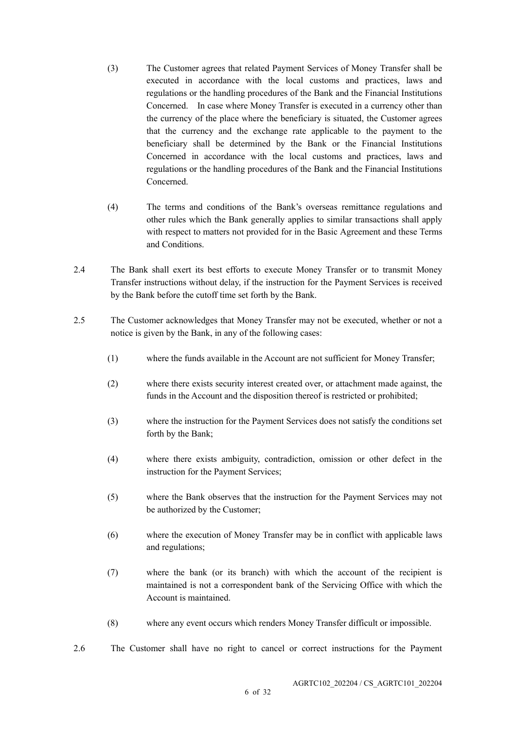(3) The Customer agrees that related Payment Services of Money Transfer shall be executed in accordance with the local customs and practices, laws and regulations or the handling procedures of the Bank and the Financial Institutions Concerned. In case where Money Transfer is executed in a currency other than the currency of the place where the beneficiary is situated, the Customer agrees that the currency and the exchange rate applicable to the payment to the beneficiary shall be determined by the Bank or the Financial Institutions Concerned in accordance with the local customs and practices, laws and regulations or the handling procedures of the Bank and the Financial Institutions Concerned.

(4) The terms and conditions of the Bank's overseas remittance regulations and other rules which the Bank generally applies to similar transactions shall apply with respect to matters not provided for in the Basic Agreement and these Terms and Conditions.

2.4 The Bank shall exert its best efforts to execute Money Transfer or to transmit Money Transfer instructions without delay, if the instruction for the Payment Services is received by the Bank before the cutoff time set forth by the Bank.

2.5 The Customer acknowledges that Money Transfer may not be executed, whether or not a notice is given by the Bank, in any of the following cases:

(1) where the funds available in the Account are not sufficient for Money Transfer;

(2) where there exists security interest created over, or attachment made against, the funds in the Account and the disposition thereof is restricted or prohibited;

(3) where the instruction for the Payment Services does not satisfy the conditions set forth by the Bank;

(4) where there exists ambiguity, contradiction, omission or other defect in the instruction for the Payment Services;

(5) where the Bank observes that the instruction for the Payment Services may not be authorized by the Customer;

(6) where the execution of Money Transfer may be in conflict with applicable laws and regulations;

(7) where the bank (or its branch) with which the account of the recipient is maintained is not a correspondent bank of the Servicing Office with which the Account is maintained.

(8) where any event occurs which renders Money Transfer difficult or impossible.

2.6 The Customer shall have no right to cancel or correct instructions for the Payment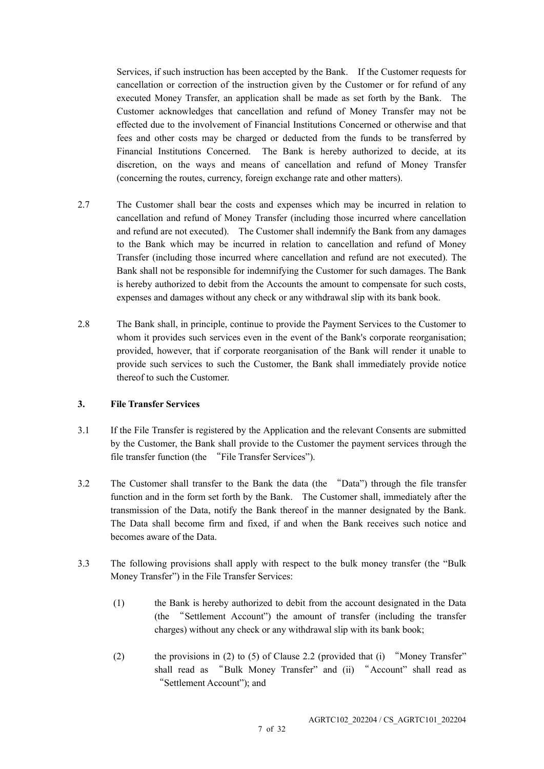Services, if such instruction has been accepted by the Bank. If the Customer requests for cancellation or correction of the instruction given by the Customer or for refund of any executed Money Transfer, an application shall be made as set forth by the Bank. The Customer acknowledges that cancellation and refund of Money Transfer may not be effected due to the involvement of Financial Institutions Concerned or otherwise and that fees and other costs may be charged or deducted from the funds to be transferred by Financial Institutions Concerned. The Bank is hereby authorized to decide, at its discretion, on the ways and means of cancellation and refund of Money Transfer (concerning the routes, currency, foreign exchange rate and other matters).

2.7 The Customer shall bear the costs and expenses which may be incurred in relation to cancellation and refund of Money Transfer (including those incurred where cancellation and refund are not executed). The Customer shall indemnify the Bank from any damages to the Bank which may be incurred in relation to cancellation and refund of Money Transfer (including those incurred where cancellation and refund are not executed). The Bank shall not be responsible for indemnifying the Customer for such damages. The Bank is hereby authorized to debit from the Accounts the amount to compensate for such costs, expenses and damages without any check or any withdrawal slip with its bank book.

2.8 The Bank shall, in principle, continue to provide the Payment Services to the Customer to whom it provides such services even in the event of the Bank's corporate reorganisation; provided, however, that if corporate reorganisation of the Bank will render it unable to provide such services to such the Customer, the Bank shall immediately provide notice thereof to such the Customer.

**3. File Transfer Services**

3.1 If the File Transfer is registered by the Application and the relevant Consents are submitted by the Customer, the Bank shall provide to the Customer the payment services through the file transfer function (the "File Transfer Services").

3.2 The Customer shall transfer to the Bank the data (the "Data") through the file transfer function and in the form set forth by the Bank. The Customer shall, immediately after the transmission of the Data, notify the Bank thereof in the manner designated by the Bank. The Data shall become firm and fixed, if and when the Bank receives such notice and becomes aware of the Data.

3.3 The following provisions shall apply with respect to the bulk money transfer (the "Bulk Money Transfer") in the File Transfer Services:

(1) the Bank is hereby authorized to debit from the account designated in the Data (the "Settlement Account") the amount of transfer (including the transfer charges) without any check or any withdrawal slip with its bank book;

(2) the provisions in (2) to (5) of Clause 2.2 (provided that (i) "Money Transfer" shall read as "Bulk Money Transfer" and (ii) "Account" shall read as "Settlement Account"); and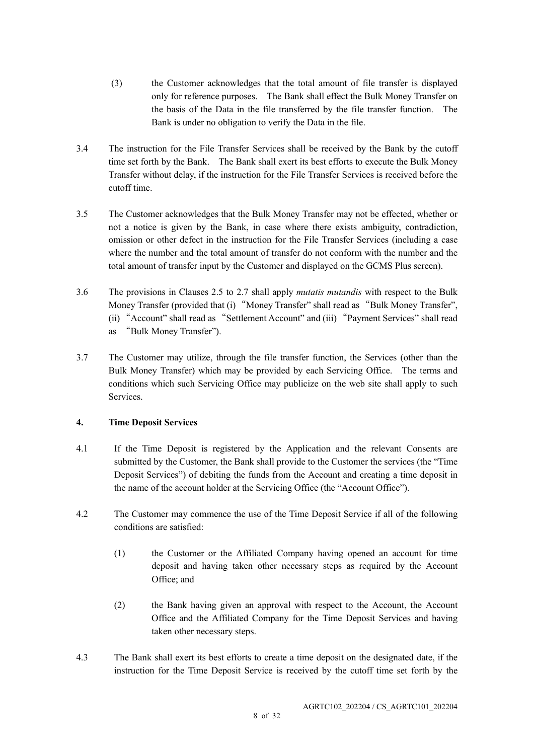(3) the Customer acknowledges that the total amount of file transfer is displayed only for reference purposes. The Bank shall effect the Bulk Money Transfer on the basis of the Data in the file transferred by the file transfer function. The Bank is under no obligation to verify the Data in the file.

3.4 The instruction for the File Transfer Services shall be received by the Bank by the cutoff time set forth by the Bank. The Bank shall exert its best efforts to execute the Bulk Money Transfer without delay, if the instruction for the File Transfer Services is received before the cutoff time.

3.5 The Customer acknowledges that the Bulk Money Transfer may not be effected, whether or not a notice is given by the Bank, in case where there exists ambiguity, contradiction, omission or other defect in the instruction for the File Transfer Services (including a case where the number and the total amount of transfer do not conform with the number and the total amount of transfer input by the Customer and displayed on the GCMS Plus screen).

3.6 The provisions in Clauses 2.5 to 2.7 shall apply *mutatis mutandis* with respect to the Bulk Money Transfer (provided that (i) "Money Transfer" shall read as "Bulk Money Transfer", (ii) "Account" shall read as "Settlement Account" and (iii) "Payment Services" shall read as "Bulk Money Transfer").

3.7 The Customer may utilize, through the file transfer function, the Services (other than the Bulk Money Transfer) which may be provided by each Servicing Office. The terms and conditions which such Servicing Office may publicize on the web site shall apply to such Services.

**4. Time Deposit Services**

4.1 If the Time Deposit is registered by the Application and the relevant Consents are submitted by the Customer, the Bank shall provide to the Customer the services (the "Time Deposit Services") of debiting the funds from the Account and creating a time deposit in the name of the account holder at the Servicing Office (the "Account Office").

4.2 The Customer may commence the use of the Time Deposit Service if all of the following conditions are satisfied:

(1) the Customer or the Affiliated Company having opened an account for time deposit and having taken other necessary steps as required by the Account Office; and

(2) the Bank having given an approval with respect to the Account, the Account Office and the Affiliated Company for the Time Deposit Services and having taken other necessary steps.

4.3 The Bank shall exert its best efforts to create a time deposit on the designated date, if the instruction for the Time Deposit Service is received by the cutoff time set forth by the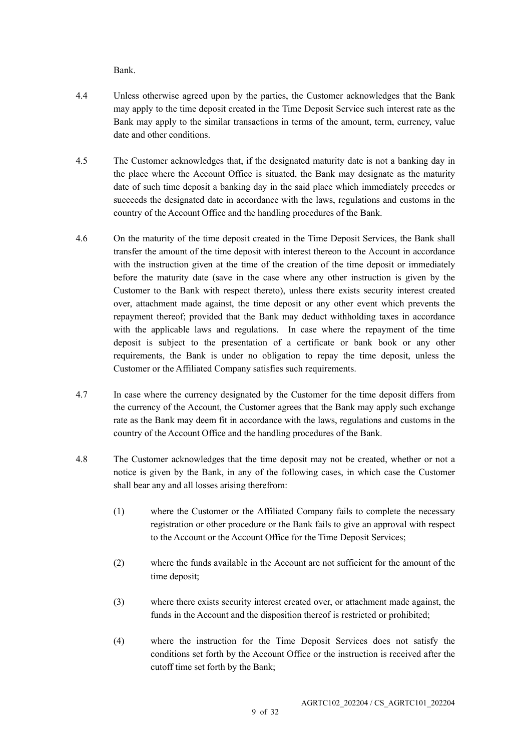Bank.

4.4 Unless otherwise agreed upon by the parties, the Customer acknowledges that the Bank may apply to the time deposit created in the Time Deposit Service such interest rate as the Bank may apply to the similar transactions in terms of the amount, term, currency, value date and other conditions.

4.5 The Customer acknowledges that, if the designated maturity date is not a banking day in the place where the Account Office is situated, the Bank may designate as the maturity date of such time deposit a banking day in the said place which immediately precedes or succeeds the designated date in accordance with the laws, regulations and customs in the country of the Account Office and the handling procedures of the Bank.

4.6 On the maturity of the time deposit created in the Time Deposit Services, the Bank shall transfer the amount of the time deposit with interest thereon to the Account in accordance with the instruction given at the time of the creation of the time deposit or immediately before the maturity date (save in the case where any other instruction is given by the Customer to the Bank with respect thereto), unless there exists security interest created over, attachment made against, the time deposit or any other event which prevents the repayment thereof; provided that the Bank may deduct withholding taxes in accordance with the applicable laws and regulations. In case where the repayment of the time deposit is subject to the presentation of a certificate or bank book or any other requirements, the Bank is under no obligation to repay the time deposit, unless the Customer or the Affiliated Company satisfies such requirements.

4.7 In case where the currency designated by the Customer for the time deposit differs from the currency of the Account, the Customer agrees that the Bank may apply such exchange rate as the Bank may deem fit in accordance with the laws, regulations and customs in the country of the Account Office and the handling procedures of the Bank.

4.8 The Customer acknowledges that the time deposit may not be created, whether or not a notice is given by the Bank, in any of the following cases, in which case the Customer shall bear any and all losses arising therefrom:

(1) where the Customer or the Affiliated Company fails to complete the necessary registration or other procedure or the Bank fails to give an approval with respect to the Account or the Account Office for the Time Deposit Services;

(2) where the funds available in the Account are not sufficient for the amount of the time deposit;

(3) where there exists security interest created over, or attachment made against, the funds in the Account and the disposition thereof is restricted or prohibited;

(4) where the instruction for the Time Deposit Services does not satisfy the conditions set forth by the Account Office or the instruction is received after the cutoff time set forth by the Bank;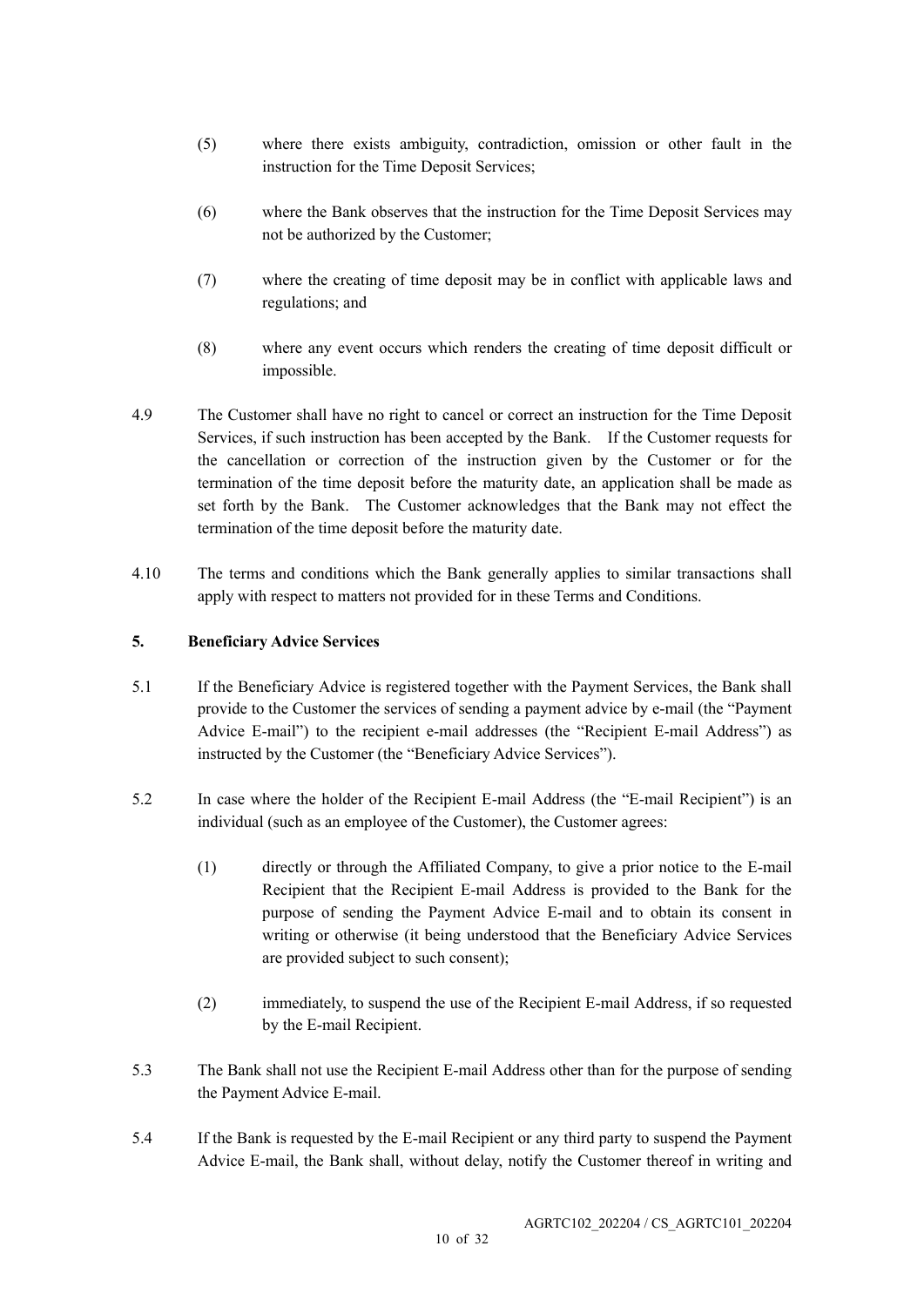(5) where there exists ambiguity, contradiction, omission or other fault in the instruction for the Time Deposit Services;

(6) where the Bank observes that the instruction for the Time Deposit Services may not be authorized by the Customer;

(7) where the creating of time deposit may be in conflict with applicable laws and regulations; and

(8) where any event occurs which renders the creating of time deposit difficult or impossible.

4.9 The Customer shall have no right to cancel or correct an instruction for the Time Deposit Services, if such instruction has been accepted by the Bank. If the Customer requests for the cancellation or correction of the instruction given by the Customer or for the termination of the time deposit before the maturity date, an application shall be made as set forth by the Bank. The Customer acknowledges that the Bank may not effect the termination of the time deposit before the maturity date.

4.10 The terms and conditions which the Bank generally applies to similar transactions shall apply with respect to matters not provided for in these Terms and Conditions.

**5. Beneficiary Advice Services**

5.1 If the Beneficiary Advice is registered together with the Payment Services, the Bank shall provide to the Customer the services of sending a payment advice by e-mail (the "Payment Advice E-mail") to the recipient e-mail addresses (the "Recipient E-mail Address") as instructed by the Customer (the "Beneficiary Advice Services").

5.2 In case where the holder of the Recipient E-mail Address (the "E-mail Recipient") is an individual (such as an employee of the Customer), the Customer agrees:

(1) directly or through the Affiliated Company, to give a prior notice to the E-mail Recipient that the Recipient E-mail Address is provided to the Bank for the purpose of sending the Payment Advice E-mail and to obtain its consent in writing or otherwise (it being understood that the Beneficiary Advice Services are provided subject to such consent);

(2) immediately, to suspend the use of the Recipient E-mail Address, if so requested by the E-mail Recipient.

5.3 The Bank shall not use the Recipient E-mail Address other than for the purpose of sending the Payment Advice E-mail.

5.4 If the Bank is requested by the E-mail Recipient or any third party to suspend the Payment Advice E-mail, the Bank shall, without delay, notify the Customer thereof in writing and

AGRTC102_202204 / CS_AGRTC101_202204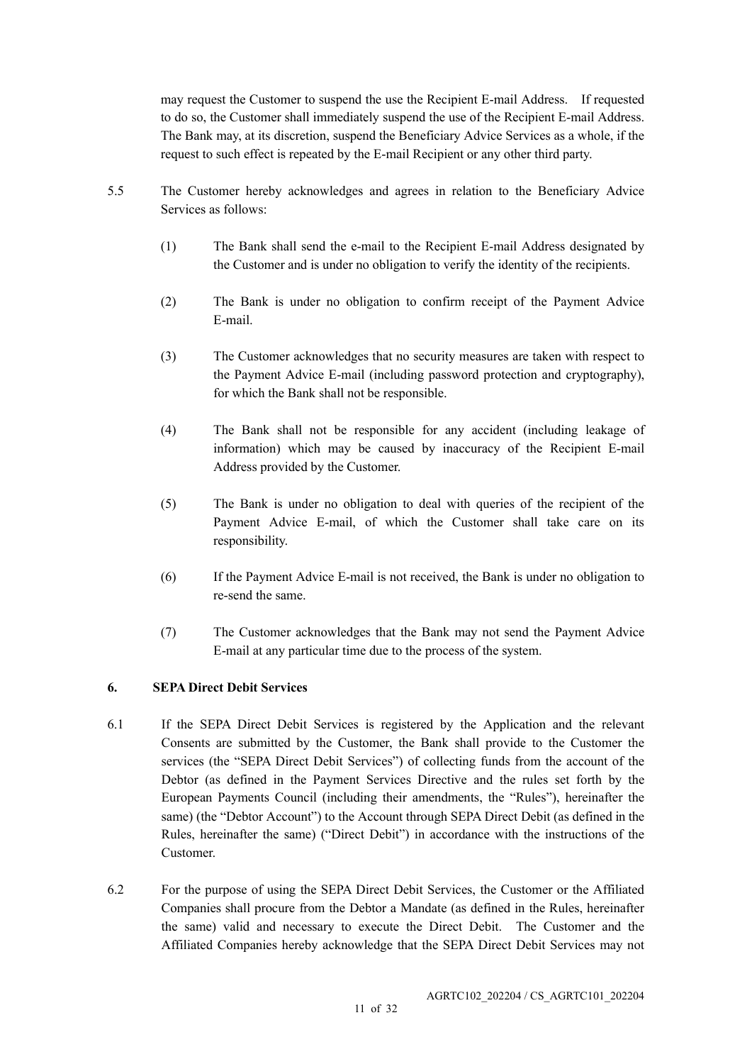may request the Customer to suspend the use the Recipient E-mail Address. If requested to do so, the Customer shall immediately suspend the use of the Recipient E-mail Address. The Bank may, at its discretion, suspend the Beneficiary Advice Services as a whole, if the request to such effect is repeated by the E-mail Recipient or any other third party.

5.5 The Customer hereby acknowledges and agrees in relation to the Beneficiary Advice Services as follows:

(1) The Bank shall send the e-mail to the Recipient E-mail Address designated by the Customer and is under no obligation to verify the identity of the recipients.

(2) The Bank is under no obligation to confirm receipt of the Payment Advice E-mail.

(3) The Customer acknowledges that no security measures are taken with respect to the Payment Advice E-mail (including password protection and cryptography), for which the Bank shall not be responsible.

(4) The Bank shall not be responsible for any accident (including leakage of information) which may be caused by inaccuracy of the Recipient E-mail Address provided by the Customer.

(5) The Bank is under no obligation to deal with queries of the recipient of the Payment Advice E-mail, of which the Customer shall take care on its responsibility.

(6) If the Payment Advice E-mail is not received, the Bank is under no obligation to re-send the same.

(7) The Customer acknowledges that the Bank may not send the Payment Advice E-mail at any particular time due to the process of the system.

**6. SEPA Direct Debit Services**

6.1 If the SEPA Direct Debit Services is registered by the Application and the relevant Consents are submitted by the Customer, the Bank shall provide to the Customer the services (the "SEPA Direct Debit Services") of collecting funds from the account of the Debtor (as defined in the Payment Services Directive and the rules set forth by the European Payments Council (including their amendments, the "Rules"), hereinafter the same) (the "Debtor Account") to the Account through SEPA Direct Debit (as defined in the Rules, hereinafter the same) ("Direct Debit") in accordance with the instructions of the Customer.

6.2 For the purpose of using the SEPA Direct Debit Services, the Customer or the Affiliated Companies shall procure from the Debtor a Mandate (as defined in the Rules, hereinafter the same) valid and necessary to execute the Direct Debit. The Customer and the Affiliated Companies hereby acknowledge that the SEPA Direct Debit Services may not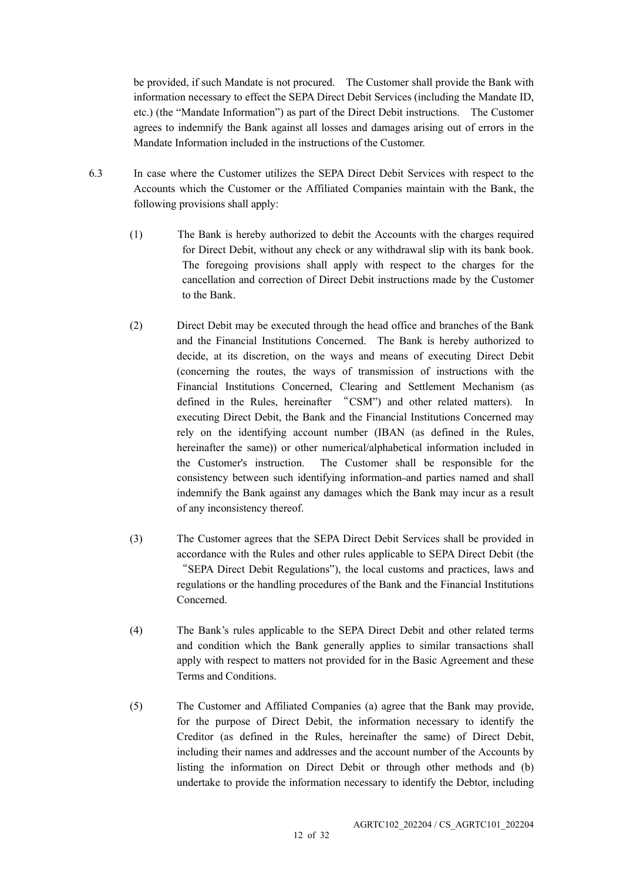be provided, if such Mandate is not procured. The Customer shall provide the Bank with information necessary to effect the SEPA Direct Debit Services (including the Mandate ID, etc.) (the "Mandate Information") as part of the Direct Debit instructions. The Customer agrees to indemnify the Bank against all losses and damages arising out of errors in the Mandate Information included in the instructions of the Customer.

6.3 In case where the Customer utilizes the SEPA Direct Debit Services with respect to the Accounts which the Customer or the Affiliated Companies maintain with the Bank, the following provisions shall apply:

(1) The Bank is hereby authorized to debit the Accounts with the charges required for Direct Debit, without any check or any withdrawal slip with its bank book. The foregoing provisions shall apply with respect to the charges for the cancellation and correction of Direct Debit instructions made by the Customer to the Bank.

(2) Direct Debit may be executed through the head office and branches of the Bank and the Financial Institutions Concerned. The Bank is hereby authorized to decide, at its discretion, on the ways and means of executing Direct Debit (concerning the routes, the ways of transmission of instructions with the Financial Institutions Concerned, Clearing and Settlement Mechanism (as defined in the Rules, hereinafter "CSM") and other related matters). In executing Direct Debit, the Bank and the Financial Institutions Concerned may rely on the identifying account number (IBAN (as defined in the Rules, hereinafter the same)) or other numerical/alphabetical information included in the Customer's instruction. The Customer shall be responsible for the consistency between such identifying information and parties named and shall indemnify the Bank against any damages which the Bank may incur as a result of any inconsistency thereof.

(3) The Customer agrees that the SEPA Direct Debit Services shall be provided in accordance with the Rules and other rules applicable to SEPA Direct Debit (the "SEPA Direct Debit Regulations"), the local customs and practices, laws and regulations or the handling procedures of the Bank and the Financial Institutions Concerned.

(4) The Bank's rules applicable to the SEPA Direct Debit and other related terms and condition which the Bank generally applies to similar transactions shall apply with respect to matters not provided for in the Basic Agreement and these Terms and Conditions.

(5) The Customer and Affiliated Companies (a) agree that the Bank may provide, for the purpose of Direct Debit, the information necessary to identify the Creditor (as defined in the Rules, hereinafter the same) of Direct Debit, including their names and addresses and the account number of the Accounts by listing the information on Direct Debit or through other methods and (b) undertake to provide the information necessary to identify the Debtor, including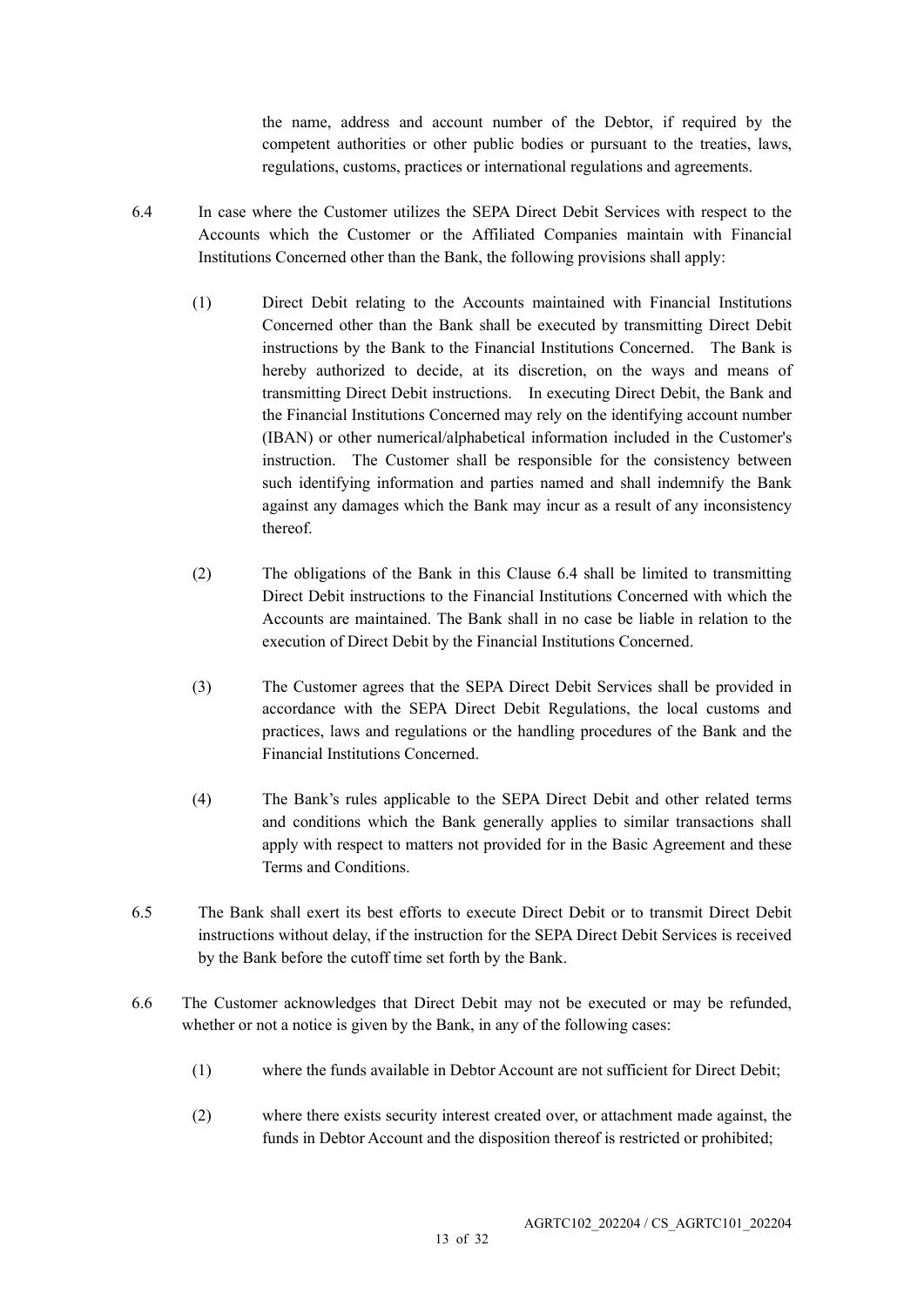the name, address and account number of the Debtor, if required by the competent authorities or other public bodies or pursuant to the treaties, laws, regulations, customs, practices or international regulations and agreements.

6.4 In case where the Customer utilizes the SEPA Direct Debit Services with respect to the Accounts which the Customer or the Affiliated Companies maintain with Financial Institutions Concerned other than the Bank, the following provisions shall apply:

(1) Direct Debit relating to the Accounts maintained with Financial Institutions Concerned other than the Bank shall be executed by transmitting Direct Debit instructions by the Bank to the Financial Institutions Concerned. The Bank is hereby authorized to decide, at its discretion, on the ways and means of transmitting Direct Debit instructions. In executing Direct Debit, the Bank and the Financial Institutions Concerned may rely on the identifying account number (IBAN) or other numerical/alphabetical information included in the Customer's instruction. The Customer shall be responsible for the consistency between such identifying information and parties named and shall indemnify the Bank against any damages which the Bank may incur as a result of any inconsistency thereof.

(2) The obligations of the Bank in this Clause 6.4 shall be limited to transmitting Direct Debit instructions to the Financial Institutions Concerned with which the Accounts are maintained. The Bank shall in no case be liable in relation to the execution of Direct Debit by the Financial Institutions Concerned.

(3) The Customer agrees that the SEPA Direct Debit Services shall be provided in accordance with the SEPA Direct Debit Regulations, the local customs and practices, laws and regulations or the handling procedures of the Bank and the Financial Institutions Concerned.

(4) The Bank's rules applicable to the SEPA Direct Debit and other related terms and conditions which the Bank generally applies to similar transactions shall apply with respect to matters not provided for in the Basic Agreement and these Terms and Conditions.

6.5 The Bank shall exert its best efforts to execute Direct Debit or to transmit Direct Debit instructions without delay, if the instruction for the SEPA Direct Debit Services is received by the Bank before the cutoff time set forth by the Bank.

6.6 The Customer acknowledges that Direct Debit may not be executed or may be refunded, whether or not a notice is given by the Bank, in any of the following cases:

(1) where the funds available in Debtor Account are not sufficient for Direct Debit;

(2) where there exists security interest created over, or attachment made against, the funds in Debtor Account and the disposition thereof is restricted or prohibited;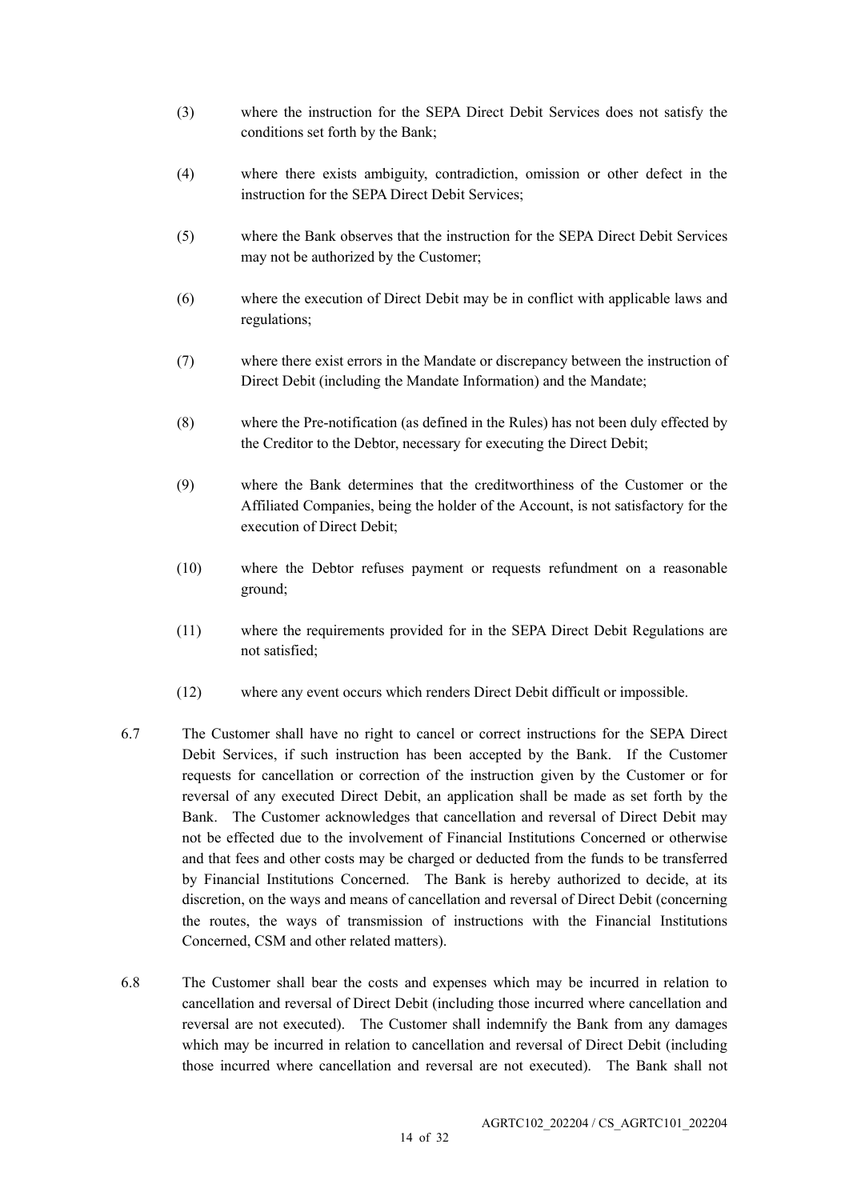(3) where the instruction for the SEPA Direct Debit Services does not satisfy the conditions set forth by the Bank;

(4) where there exists ambiguity, contradiction, omission or other defect in the instruction for the SEPA Direct Debit Services;

(5) where the Bank observes that the instruction for the SEPA Direct Debit Services may not be authorized by the Customer;

(6) where the execution of Direct Debit may be in conflict with applicable laws and regulations;

(7) where there exist errors in the Mandate or discrepancy between the instruction of Direct Debit (including the Mandate Information) and the Mandate;

(8) where the Pre-notification (as defined in the Rules) has not been duly effected by the Creditor to the Debtor, necessary for executing the Direct Debit;

(9) where the Bank determines that the creditworthiness of the Customer or the Affiliated Companies, being the holder of the Account, is not satisfactory for the execution of Direct Debit;

(10) where the Debtor refuses payment or requests refundment on a reasonable ground;

(11) where the requirements provided for in the SEPA Direct Debit Regulations are not satisfied;

(12) where any event occurs which renders Direct Debit difficult or impossible.

6.7 The Customer shall have no right to cancel or correct instructions for the SEPA Direct Debit Services, if such instruction has been accepted by the Bank. If the Customer requests for cancellation or correction of the instruction given by the Customer or for reversal of any executed Direct Debit, an application shall be made as set forth by the Bank. The Customer acknowledges that cancellation and reversal of Direct Debit may not be effected due to the involvement of Financial Institutions Concerned or otherwise and that fees and other costs may be charged or deducted from the funds to be transferred by Financial Institutions Concerned. The Bank is hereby authorized to decide, at its discretion, on the ways and means of cancellation and reversal of Direct Debit (concerning the routes, the ways of transmission of instructions with the Financial Institutions Concerned, CSM and other related matters).

6.8 The Customer shall bear the costs and expenses which may be incurred in relation to cancellation and reversal of Direct Debit (including those incurred where cancellation and reversal are not executed). The Customer shall indemnify the Bank from any damages which may be incurred in relation to cancellation and reversal of Direct Debit (including those incurred where cancellation and reversal are not executed). The Bank shall not

AGRTC102_202204 / CS_AGRTC101_202204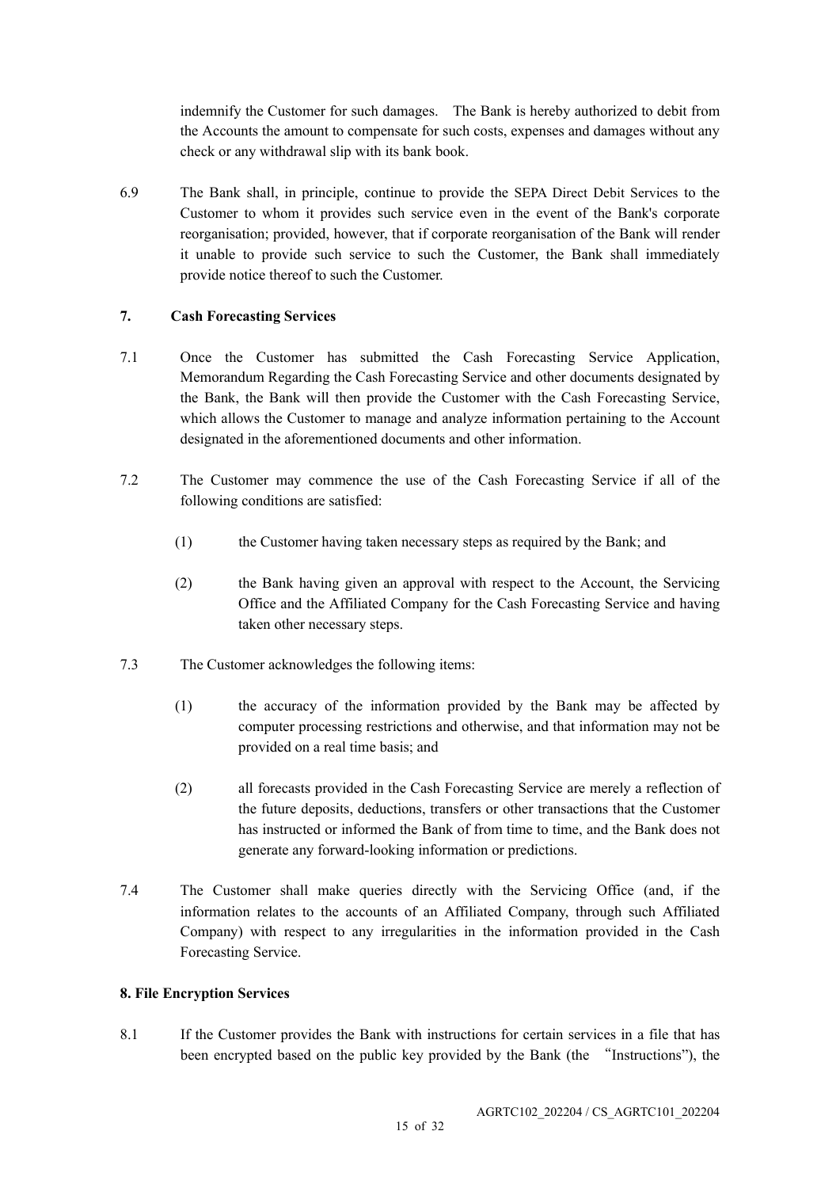indemnify the Customer for such damages. The Bank is hereby authorized to debit from the Accounts the amount to compensate for such costs, expenses and damages without any check or any withdrawal slip with its bank book.

6.9 The Bank shall, in principle, continue to provide the SEPA Direct Debit Services to the Customer to whom it provides such service even in the event of the Bank's corporate reorganisation; provided, however, that if corporate reorganisation of the Bank will render it unable to provide such service to such the Customer, the Bank shall immediately provide notice thereof to such the Customer.

## 7. Cash Forecasting Services

7.1 Once the Customer has submitted the Cash Forecasting Service Application, Memorandum Regarding the Cash Forecasting Service and other documents designated by the Bank, the Bank will then provide the Customer with the Cash Forecasting Service, which allows the Customer to manage and analyze information pertaining to the Account designated in the aforementioned documents and other information.

7.2 The Customer may commence the use of the Cash Forecasting Service if all of the following conditions are satisfied:

(1) the Customer having taken necessary steps as required by the Bank; and

(2) the Bank having given an approval with respect to the Account, the Servicing Office and the Affiliated Company for the Cash Forecasting Service and having taken other necessary steps.

7.3 The Customer acknowledges the following items:

(1) the accuracy of the information provided by the Bank may be affected by computer processing restrictions and otherwise, and that information may not be provided on a real time basis; and

(2) all forecasts provided in the Cash Forecasting Service are merely a reflection of the future deposits, deductions, transfers or other transactions that the Customer has instructed or informed the Bank of from time to time, and the Bank does not generate any forward-looking information or predictions.

7.4 The Customer shall make queries directly with the Servicing Office (and, if the information relates to the accounts of an Affiliated Company, through such Affiliated Company) with respect to any irregularities in the information provided in the Cash Forecasting Service.

## 8. File Encryption Services

8.1 If the Customer provides the Bank with instructions for certain services in a file that has been encrypted based on the public key provided by the Bank (the "Instructions"), the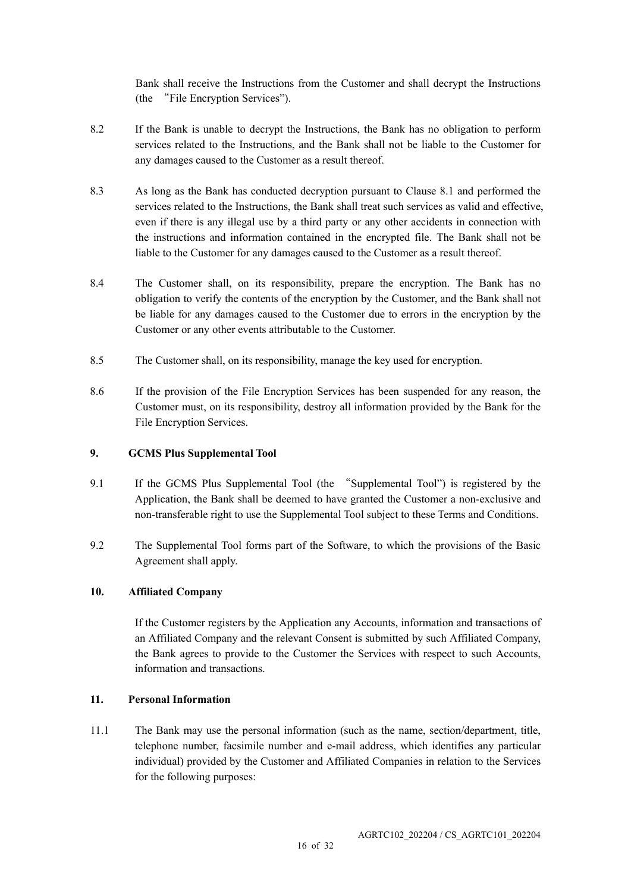Bank shall receive the Instructions from the Customer and shall decrypt the Instructions (the "File Encryption Services").

8.2 If the Bank is unable to decrypt the Instructions, the Bank has no obligation to perform services related to the Instructions, and the Bank shall not be liable to the Customer for any damages caused to the Customer as a result thereof.

8.3 As long as the Bank has conducted decryption pursuant to Clause 8.1 and performed the services related to the Instructions, the Bank shall treat such services as valid and effective, even if there is any illegal use by a third party or any other accidents in connection with the instructions and information contained in the encrypted file. The Bank shall not be liable to the Customer for any damages caused to the Customer as a result thereof.

8.4 The Customer shall, on its responsibility, prepare the encryption. The Bank has no obligation to verify the contents of the encryption by the Customer, and the Bank shall not be liable for any damages caused to the Customer due to errors in the encryption by the Customer or any other events attributable to the Customer.

8.5 The Customer shall, on its responsibility, manage the key used for encryption.

8.6 If the provision of the File Encryption Services has been suspended for any reason, the Customer must, on its responsibility, destroy all information provided by the Bank for the File Encryption Services.

**9. GCMS Plus Supplemental Tool**

9.1 If the GCMS Plus Supplemental Tool (the "Supplemental Tool") is registered by the Application, the Bank shall be deemed to have granted the Customer a non-exclusive and non-transferable right to use the Supplemental Tool subject to these Terms and Conditions.

9.2 The Supplemental Tool forms part of the Software, to which the provisions of the Basic Agreement shall apply.

**10. Affiliated Company**

If the Customer registers by the Application any Accounts, information and transactions of an Affiliated Company and the relevant Consent is submitted by such Affiliated Company, the Bank agrees to provide to the Customer the Services with respect to such Accounts, information and transactions.

**11. Personal Information**

11.1 The Bank may use the personal information (such as the name, section/department, title, telephone number, facsimile number and e-mail address, which identifies any particular individual) provided by the Customer and Affiliated Companies in relation to the Services for the following purposes:

AGRTC102_202204 / CS_AGRTC101_202204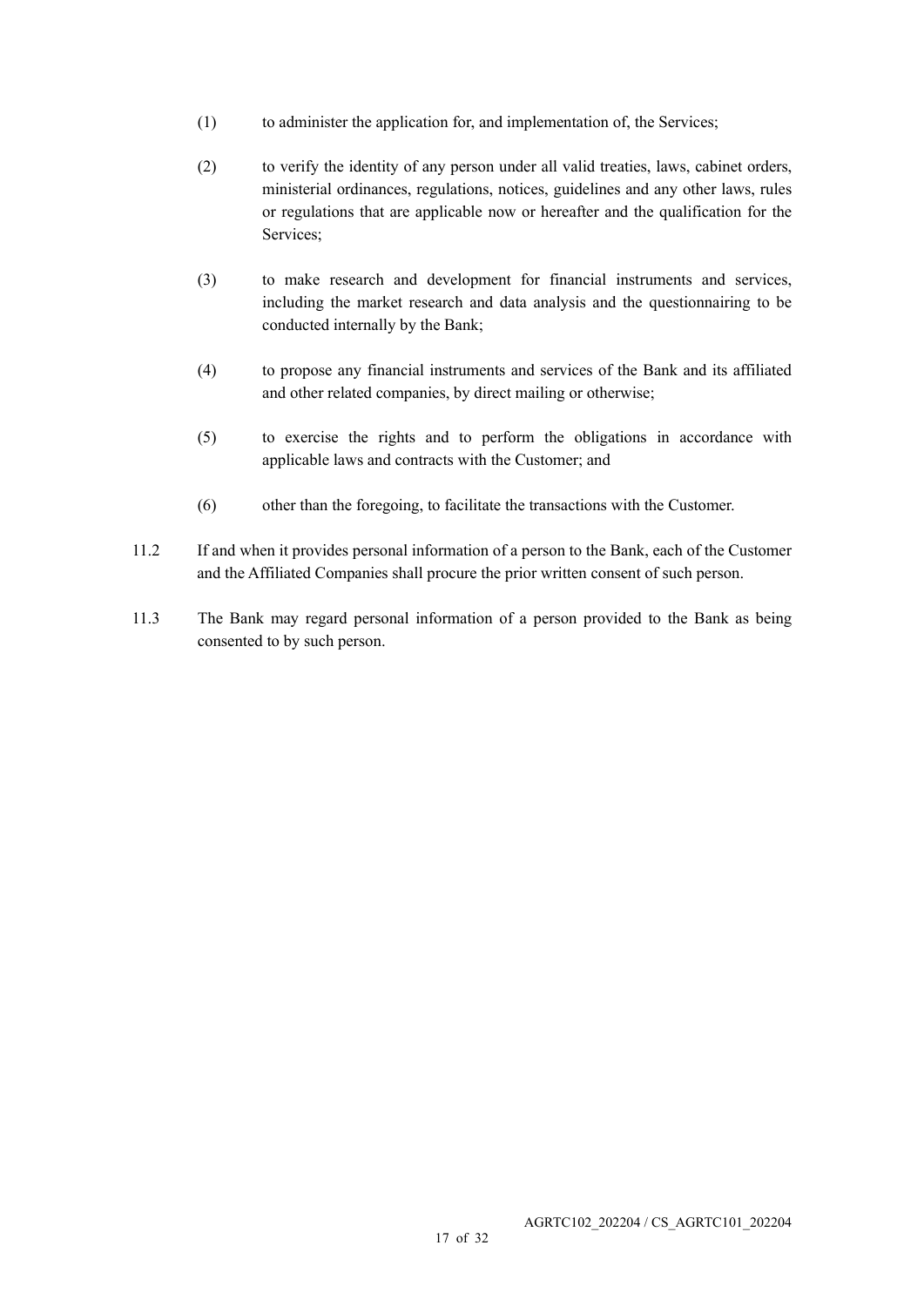(1) to administer the application for, and implementation of, the Services;

(2) to verify the identity of any person under all valid treaties, laws, cabinet orders, ministerial ordinances, regulations, notices, guidelines and any other laws, rules or regulations that are applicable now or hereafter and the qualification for the Services;

(3) to make research and development for financial instruments and services, including the market research and data analysis and the questionnairing to be conducted internally by the Bank;

(4) to propose any financial instruments and services of the Bank and its affiliated and other related companies, by direct mailing or otherwise;

(5) to exercise the rights and to perform the obligations in accordance with applicable laws and contracts with the Customer; and

(6) other than the foregoing, to facilitate the transactions with the Customer.

11.2 If and when it provides personal information of a person to the Bank, each of the Customer and the Affiliated Companies shall procure the prior written consent of such person.

11.3 The Bank may regard personal information of a person provided to the Bank as being consented to by such person.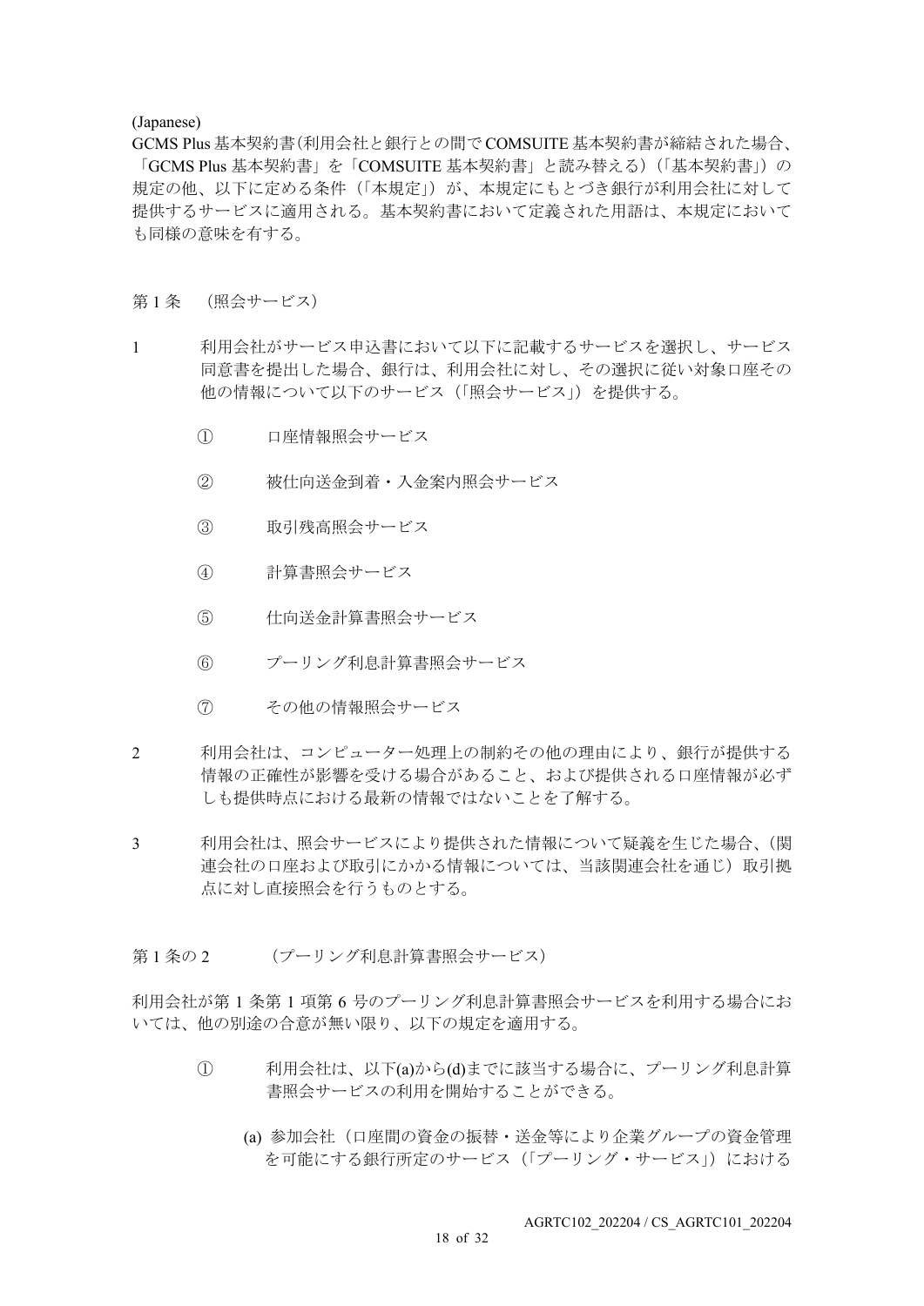(Japanese)

GCMS Plus 基本契約書(利用会社と銀行との間で COMSUITE 基本契約書が締結された場合、「GCMS Plus 基本契約書」を「COMSUITE 基本契約書」と読み替える)（「基本契約書」）の規定の他、以下に定める条件（「本規定」）が、本規定にもとづき銀行が利用会社に対して提供するサービスに適用される。基本契約書において定義された用語は、本規定においても同様の意味を有する。

第 1 条　（照会サービス）

1　利用会社がサービス申込書において以下に記載するサービスを選択し、サービス同意書を提出した場合、銀行は、利用会社に対し、その選択に従い対象口座その他の情報について以下のサービス（「照会サービス」）を提供する。

①　口座情報照会サービス

②　被仕向送金到着・入金案内照会サービス

③　取引残高照会サービス

④　計算書照会サービス

⑤　仕向送金計算書照会サービス

⑥　プーリング利息計算書照会サービス

⑦　その他の情報照会サービス

2　利用会社は、コンピューター処理上の制約その他の理由により、銀行が提供する情報の正確性が影響を受ける場合があること、および提供される口座情報が必ずしも提供時点における最新の情報ではないことを了解する。

3　利用会社は、照会サービスにより提供された情報について疑義を生じた場合、(関連会社の口座および取引にかかる情報については、当該関連会社を通じ）取引拠点に対し直接照会を行うものとする。

第 1 条の 2　（プーリング利息計算書照会サービス）

利用会社が第 1 条第 1 項第 6 号のプーリング利息計算書照会サービスを利用する場合においては、他の別途の合意が無い限り、以下の規定を適用する。

①　利用会社は、以下(a)から(d)までに該当する場合に、プーリング利息計算書照会サービスの利用を開始することができる。

(a) 参加会社（口座間の資金の振替・送金等により企業グループの資金管理を可能にする銀行所定のサービス（「プーリング・サービス」）における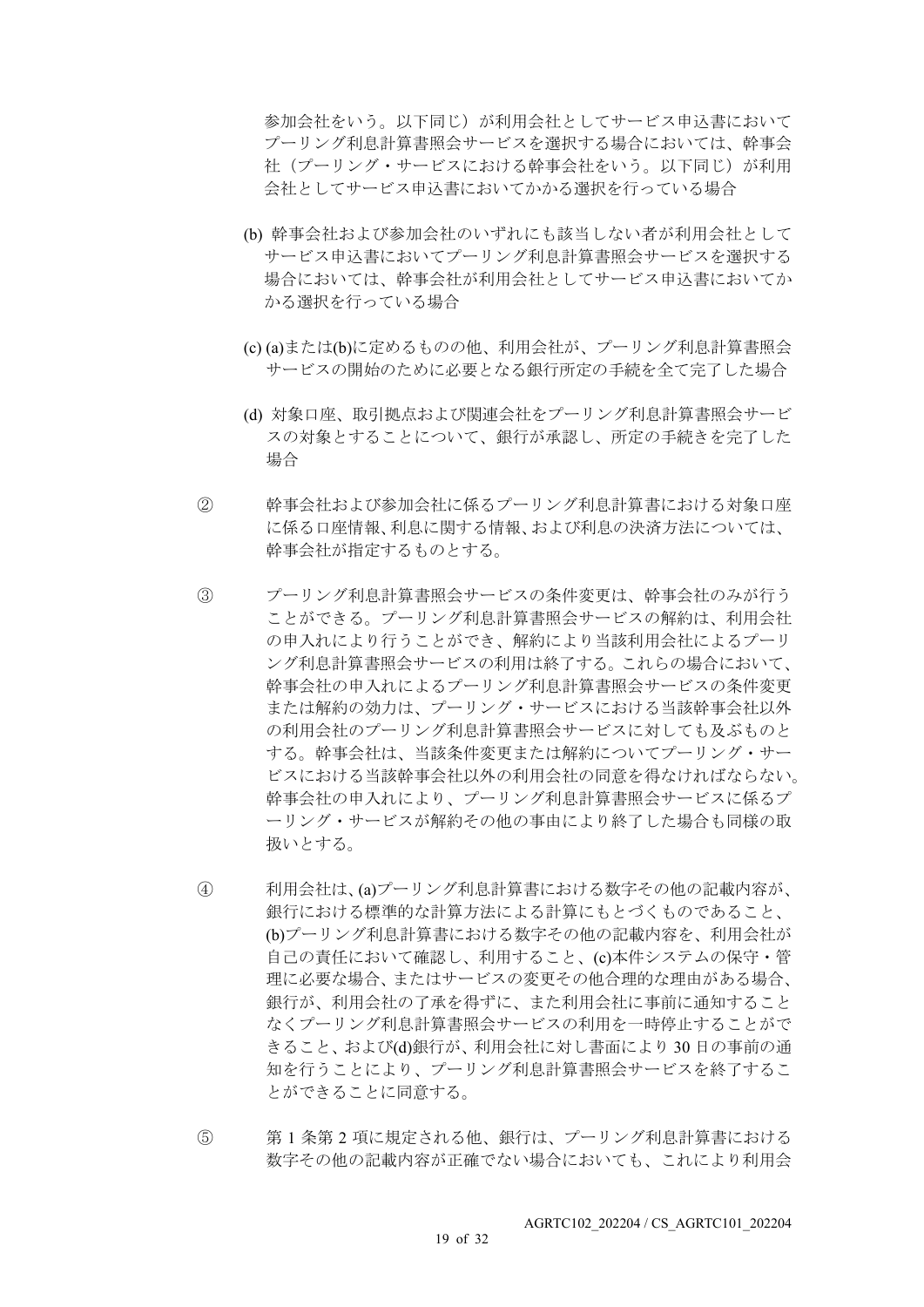参加会社をいう。以下同じ）が利用会社としてサービス申込書においてプーリング利息計算書照会サービスを選択する場合においては、幹事会社（プーリング・サービスにおける幹事会社をいう。以下同じ）が利用会社としてサービス申込書においてかかる選択を行っている場合

(b) 幹事会社および参加会社のいずれにも該当しない者が利用会社としてサービス申込書においてプーリング利息計算書照会サービスを選択する場合においては、幹事会社が利用会社としてサービス申込書においてかかる選択を行っている場合

(c) (a)または(b)に定めるものの他、利用会社が、プーリング利息計算書照会サービスの開始のために必要となる銀行所定の手続を全て完了した場合

(d) 対象口座、取引拠点および関連会社をプーリング利息計算書照会サービスの対象とすることについて、銀行が承認し、所定の手続きを完了した場合

② 幹事会社および参加会社に係るプーリング利息計算書における対象口座に係る口座情報、利息に関する情報、および利息の決済方法については、幹事会社が指定するものとする。

③ プーリング利息計算書照会サービスの条件変更は、幹事会社のみが行うことができる。プーリング利息計算書照会サービスの解約は、利用会社の申入れにより行うことができ、解約により当該利用会社によるプーリング利息計算書照会サービスの利用は終了する。これらの場合において、幹事会社の申入れによるプーリング利息計算書照会サービスの条件変更または解約の効力は、プーリング・サービスにおける当該幹事会社以外の利用会社のプーリング利息計算書照会サービスに対しても及ぶものとする。幹事会社は、当該条件変更または解約についてプーリング・サービスにおける当該幹事会社以外の利用会社の同意を得なければならない。幹事会社の申入れにより、プーリング利息計算書照会サービスに係るプーリング・サービスが解約その他の事由により終了した場合も同様の取扱いとする。

④ 利用会社は、(a)プーリング利息計算書における数字その他の記載内容が、銀行における標準的な計算方法による計算にもとづくものであること、(b)プーリング利息計算書における数字その他の記載内容を、利用会社が自己の責任において確認し、利用すること、(c)本件システムの保守・管理に必要な場合、またはサービスの変更その他合理的な理由がある場合、銀行が、利用会社の了承を得ずに、また利用会社に事前に通知することなくプーリング利息計算書照会サービスの利用を一時停止することができること、および(d)銀行が、利用会社に対し書面により 30 日の事前の通知を行うことにより、プーリング利息計算書照会サービスを終了することができることに同意する。

⑤ 第 1 条第 2 項に規定される他、銀行は、プーリング利息計算書における数字その他の記載内容が正確でない場合においても、これにより利用会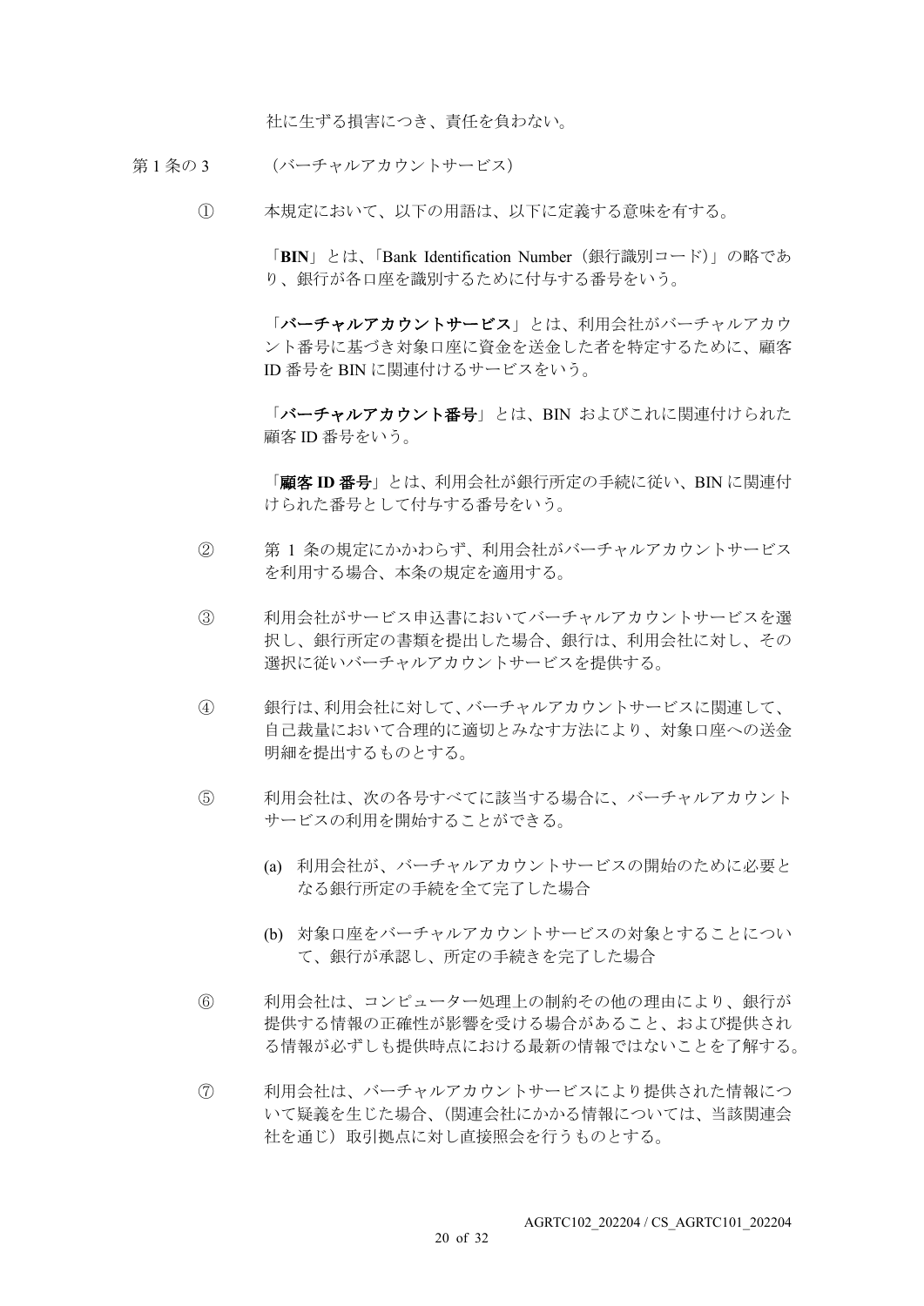社に生ずる損害につき、責任を負わない。

第1条の3　（バーチャルアカウントサービス）

① 本規定において、以下の用語は、以下に定義する意味を有する。

「**BIN**」とは、「Bank Identification Number（銀行識別コード）」の略であり、銀行が各口座を識別するために付与する番号をいう。

「**バーチャルアカウントサービス**」とは、利用会社がバーチャルアカウント番号に基づき対象口座に資金を送金した者を特定するために、顧客ID番号をBINに関連付けるサービスをいう。

「**バーチャルアカウント番号**」とは、BINおよびこれに関連付けられた顧客ID番号をいう。

「**顧客ID番号**」とは、利用会社が銀行所定の手続に従い、BINに関連付けられた番号として付与する番号をいう。

② 第1条の規定にかかわらず、利用会社がバーチャルアカウントサービスを利用する場合、本条の規定を適用する。

③ 利用会社がサービス申込書においてバーチャルアカウントサービスを選択し、銀行所定の書類を提出した場合、銀行は、利用会社に対し、その選択に従いバーチャルアカウントサービスを提供する。

④ 銀行は、利用会社に対して、バーチャルアカウントサービスに関連して、自己裁量において合理的に適切とみなす方法により、対象口座への送金明細を提出するものとする。

⑤ 利用会社は、次の各号すべてに該当する場合に、バーチャルアカウントサービスの利用を開始することができる。

(a) 利用会社が、バーチャルアカウントサービスの開始のために必要となる銀行所定の手続を全て完了した場合

(b) 対象口座をバーチャルアカウントサービスの対象とすることについて、銀行が承認し、所定の手続きを完了した場合

⑥ 利用会社は、コンピューター処理上の制約その他の理由により、銀行が提供する情報の正確性が影響を受ける場合があること、および提供される情報が必ずしも提供時点における最新の情報ではないことを了解する。

⑦ 利用会社は、バーチャルアカウントサービスにより提供された情報について疑義を生じた場合、（関連会社にかかる情報については、当該関連会社を通じ）取引拠点に対し直接照会を行うものとする。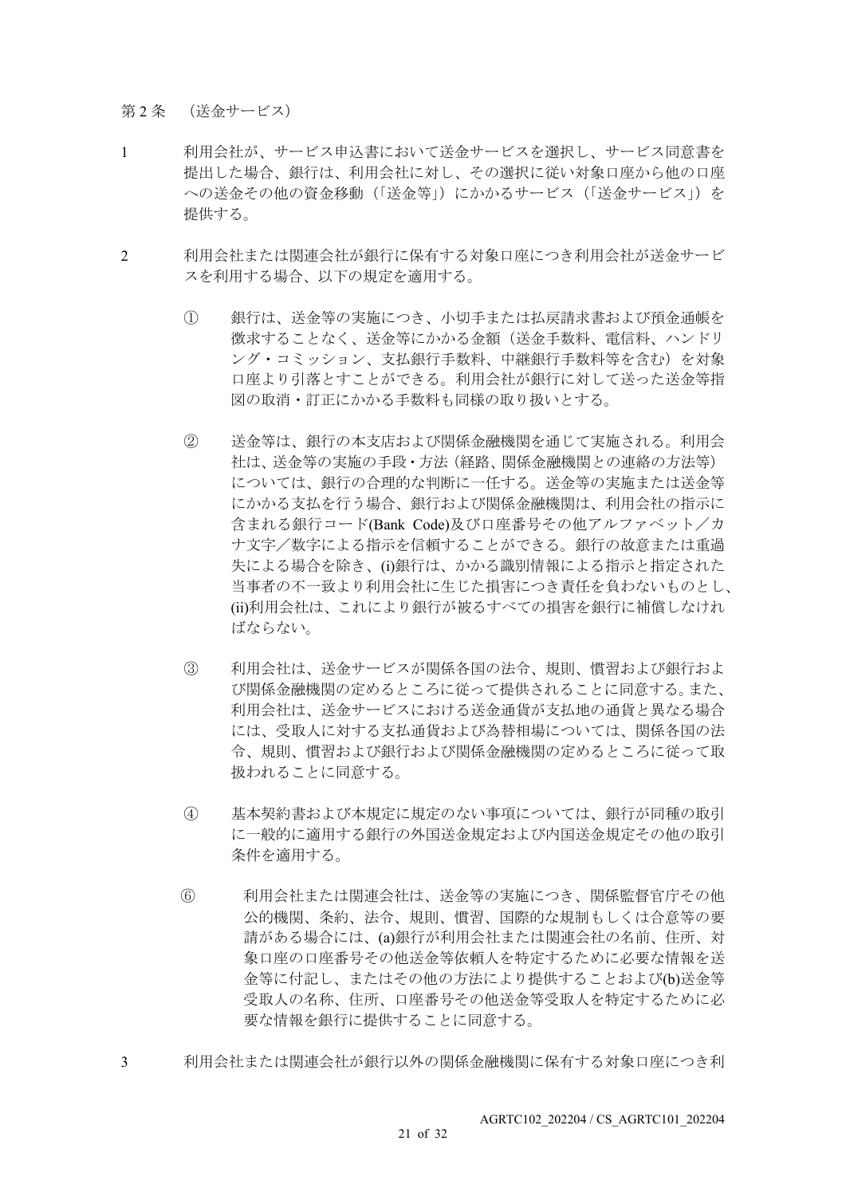第 2 条　（送金サービス）

1　利用会社が、サービス申込書において送金サービスを選択し、サービス同意書を提出した場合、銀行は、利用会社に対し、その選択に従い対象口座から他の口座への送金その他の資金移動（「送金等」）にかかるサービス（「送金サービス」）を提供する。

2　利用会社または関連会社が銀行に保有する対象口座につき利用会社が送金サービスを利用する場合、以下の規定を適用する。

①　銀行は、送金等の実施につき、小切手または払戻請求書および預金通帳を徴求することなく、送金等にかかる金額（送金手数料、電信料、ハンドリング・コミッション、支払銀行手数料、中継銀行手数料等を含む）を対象口座より引落とすことができる。利用会社が銀行に対して送った送金等指図の取消・訂正にかかる手数料も同様の取り扱いとする。

②　送金等は、銀行の本支店および関係金融機関を通じて実施される。利用会社は、送金等の実施の手段・方法（経路、関係金融機関との連絡の方法等）については、銀行の合理的な判断に一任する。送金等の実施または送金等にかかる支払を行う場合、銀行および関係金融機関は、利用会社の指示に含まれる銀行コード(Bank Code)及び口座番号その他アルファベット／カナ文字／数字による指示を信頼することができる。銀行の故意または重過失による場合を除き、(i)銀行は、かかる識別情報による指示と指定された当事者の不一致より利用会社に生じた損害につき責任を負わないものとし、(ii)利用会社は、これにより銀行が被るすべての損害を銀行に補償しなければならない。

③　利用会社は、送金サービスが関係各国の法令、規則、慣習および銀行および関係金融機関の定めるところに従って提供されることに同意する。また、利用会社は、送金サービスにおける送金通貨が支払地の通貨と異なる場合には、受取人に対する支払通貨および為替相場については、関係各国の法令、規則、慣習および銀行および関係金融機関の定めるところに従って取扱われることに同意する。

④　基本契約書および本規定に規定のない事項については、銀行が同種の取引に一般的に適用する銀行の外国送金規定および内国送金規定その他の取引条件を適用する。

⑥　利用会社または関連会社は、送金等の実施につき、関係監督官庁その他公的機関、条約、法令、規則、慣習、国際的な規制もしくは合意等の要請がある場合には、(a)銀行が利用会社または関連会社の名前、住所、対象口座の口座番号その他送金等依頼人を特定するために必要な情報を送金等に付記し、またはその他の方法により提供することおよび(b)送金等受取人の名称、住所、口座番号その他送金等受取人を特定するために必要な情報を銀行に提供することに同意する。

3　利用会社または関連会社が銀行以外の関係金融機関に保有する対象口座につき利

AGRTC102_202204 / CS_AGRTC101_202204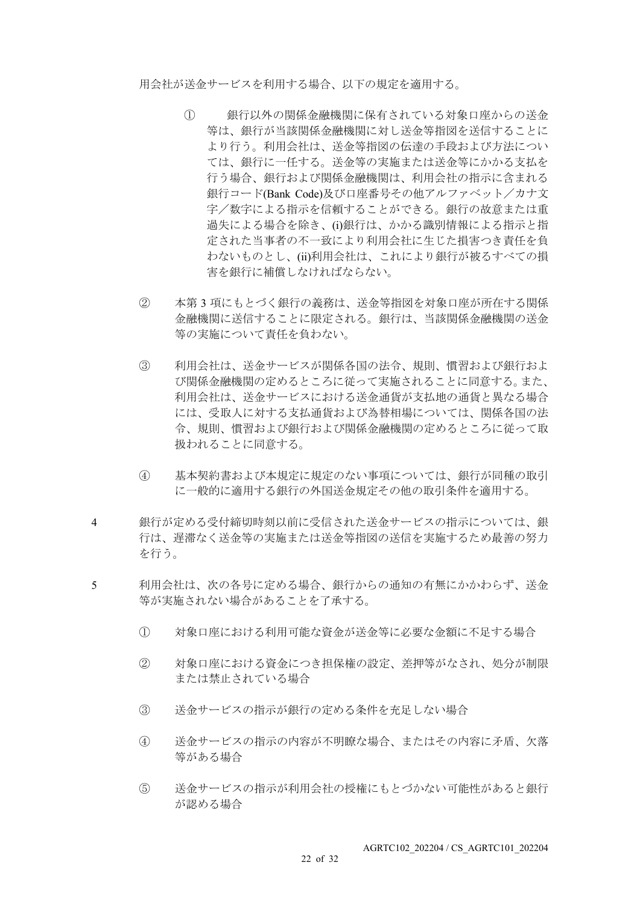用会社が送金サービスを利用する場合、以下の規定を適用する。

① 銀行以外の関係金融機関に保有されている対象口座からの送金等は、銀行が当該関係金融機関に対し送金等指図を送信することにより行う。利用会社は、送金等指図の伝達の手段および方法については、銀行に一任する。送金等の実施または送金等にかかる支払を行う場合、銀行および関係金融機関は、利用会社の指示に含まれる銀行コード(Bank Code)及び口座番号その他アルファベット／カナ文字／数字による指示を信頼することができる。銀行の故意または重過失による場合を除き、(i)銀行は、かかる識別情報による指示と指定された当事者の不一致により利用会社に生じた損害につき責任を負わないものとし、(ii)利用会社は、これにより銀行が被るすべての損害を銀行に補償しなければならない。

② 本第 3 項にもとづく銀行の義務は、送金等指図を対象口座が所在する関係金融機関に送信することに限定される。銀行は、当該関係金融機関の送金等の実施について責任を負わない。

③ 利用会社は、送金サービスが関係各国の法令、規則、慣習および銀行および関係金融機関の定めるところに従って実施されることに同意する。また、利用会社は、送金サービスにおける送金通貨が支払地の通貨と異なる場合には、受取人に対する支払通貨および為替相場については、関係各国の法令、規則、慣習および銀行および関係金融機関の定めるところに従って取扱われることに同意する。

④ 基本契約書および本規定に規定のない事項については、銀行が同種の取引に一般的に適用する銀行の外国送金規定その他の取引条件を適用する。

4 銀行が定める受付締切時刻以前に受信された送金サービスの指示については、銀行は、遅滞なく送金等の実施または送金等指図の送信を実施するため最善の努力を行う。

5 利用会社は、次の各号に定める場合、銀行からの通知の有無にかかわらず、送金等が実施されない場合があることを了承する。

① 対象口座における利用可能な資金が送金等に必要な金額に不足する場合

② 対象口座における資金につき担保権の設定、差押等がなされ、処分が制限または禁止されている場合

③ 送金サービスの指示が銀行の定める条件を充足しない場合

④ 送金サービスの指示の内容が不明瞭な場合、またはその内容に矛盾、欠落等がある場合

⑤ 送金サービスの指示が利用会社の授権にもとづかない可能性があると銀行が認める場合

AGRTC102_202204 / CS_AGRTC101_202204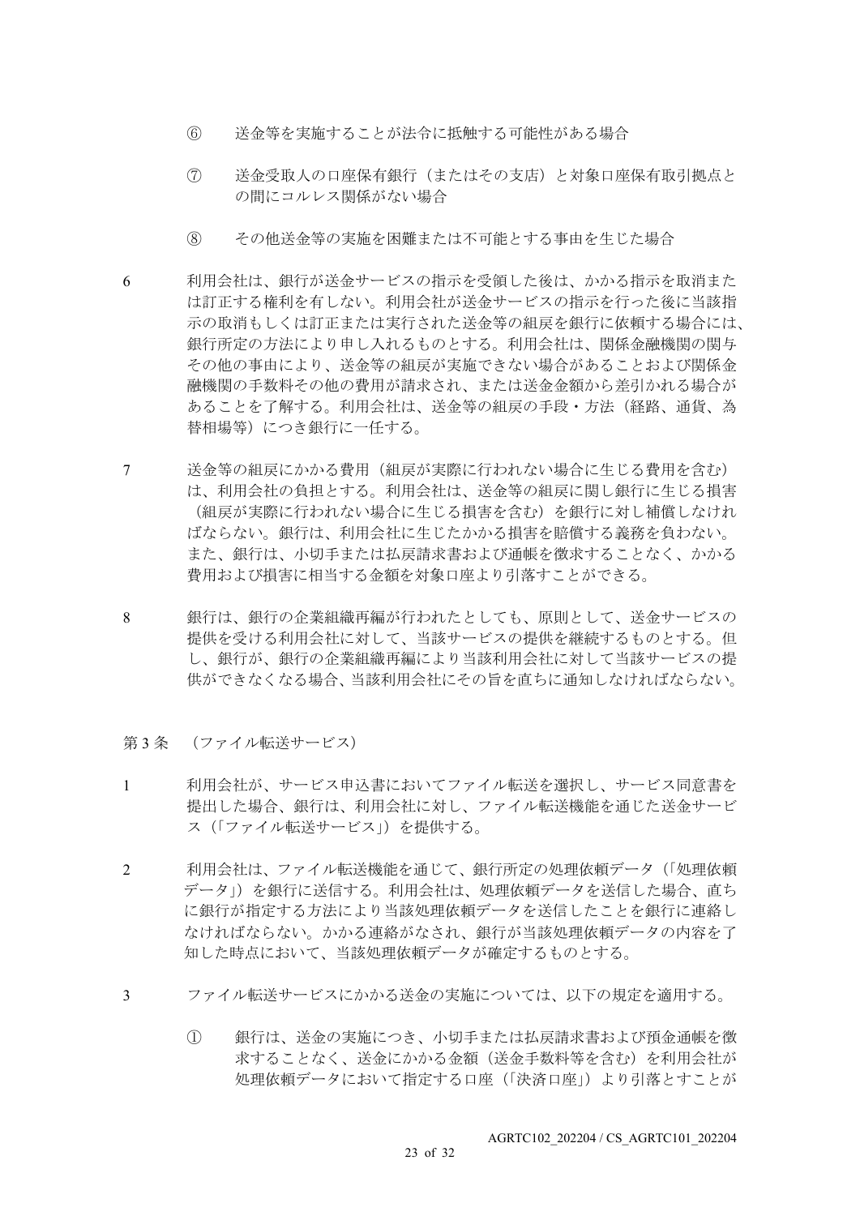⑥　送金等を実施することが法令に抵触する可能性がある場合

⑦　送金受取人の口座保有銀行（またはその支店）と対象口座保有取引拠点との間にコルレス関係がない場合

⑧　その他送金等の実施を困難または不可能とする事由を生じた場合

6　利用会社は、銀行が送金サービスの指示を受領した後は、かかる指示を取消または訂正する権利を有しない。利用会社が送金サービスの指示を行った後に当該指示の取消もしくは訂正または実行された送金等の組戻を銀行に依頼する場合には、銀行所定の方法により申し入れるものとする。利用会社は、関係金融機関の関与その他の事由により、送金等の組戻が実施できない場合があることおよび関係金融機関の手数料その他の費用が請求され、または送金金額から差引かれる場合があることを了解する。利用会社は、送金等の組戻の手段・方法（経路、通貨、為替相場等）につき銀行に一任する。

7　送金等の組戻にかかる費用（組戻が実際に行われない場合に生じる費用を含む）は、利用会社の負担とする。利用会社は、送金等の組戻に関し銀行に生じる損害（組戻が実際に行われない場合に生じる損害を含む）を銀行に対し補償しなければならない。銀行は、利用会社に生じたかかる損害を賠償する義務を負わない。また、銀行は、小切手または払戻請求書および通帳を徴求することなく、かかる費用および損害に相当する金額を対象口座より引落すことができる。

8　銀行は、銀行の企業組織再編が行われたとしても、原則として、送金サービスの提供を受ける利用会社に対して、当該サービスの提供を継続するものとする。但し、銀行が、銀行の企業組織再編により当該利用会社に対して当該サービスの提供ができなくなる場合、当該利用会社にその旨を直ちに通知しなければならない。

## 第 3 条　（ファイル転送サービス）

1　利用会社が、サービス申込書においてファイル転送を選択し、サービス同意書を提出した場合、銀行は、利用会社に対し、ファイル転送機能を通じた送金サービス（「ファイル転送サービス」）を提供する。

2　利用会社は、ファイル転送機能を通じて、銀行所定の処理依頼データ（「処理依頼データ」）を銀行に送信する。利用会社は、処理依頼データを送信した場合、直ちに銀行が指定する方法により当該処理依頼データを送信したことを銀行に連絡しなければならない。かかる連絡がなされ、銀行が当該処理依頼データの内容を了知した時点において、当該処理依頼データが確定するものとする。

3　ファイル転送サービスにかかる送金の実施については、以下の規定を適用する。

①　銀行は、送金の実施につき、小切手または払戻請求書および預金通帳を徴求することなく、送金にかかる金額（送金手数料等を含む）を利用会社が処理依頼データにおいて指定する口座（「決済口座」）より引落とすことが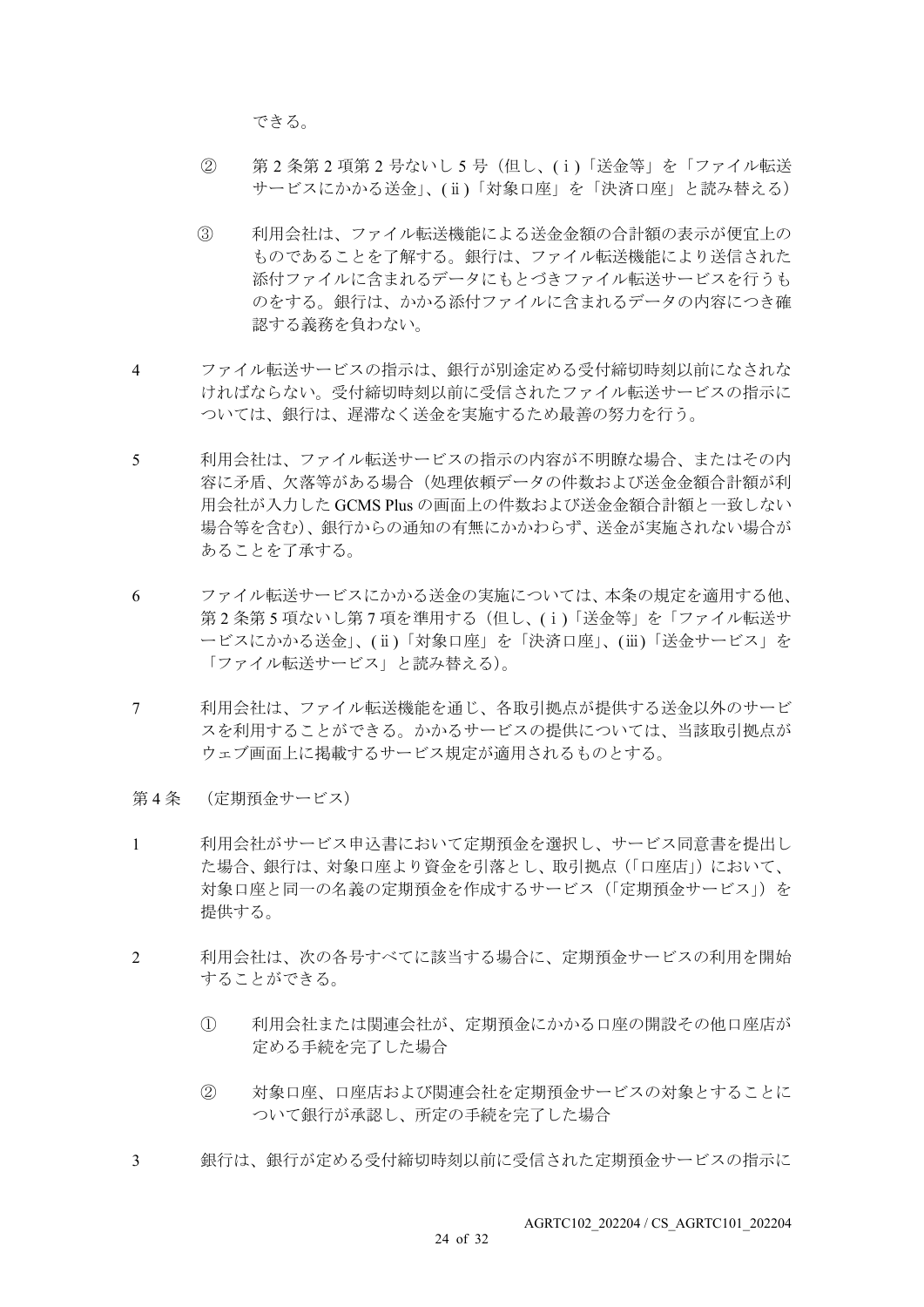できる。

② 第 2 条第 2 項第 2 号ないし 5 号（但し、(ⅰ)「送金等」を「ファイル転送サービスにかかる送金」、(ⅱ)「対象口座」を「決済口座」と読み替える）

③ 利用会社は、ファイル転送機能による送金金額の合計額の表示が便宜上のものであることを了解する。銀行は、ファイル転送機能により送信された添付ファイルに含まれるデータにもとづきファイル転送サービスを行うものをする。銀行は、かかる添付ファイルに含まれるデータの内容につき確認する義務を負わない。

4 ファイル転送サービスの指示は、銀行が別途定める受付締切時刻以前になされなければならない。受付締切時刻以前に受信されたファイル転送サービスの指示については、銀行は、遅滞なく送金を実施するため最善の努力を行う。

5 利用会社は、ファイル転送サービスの指示の内容が不明瞭な場合、またはその内容に矛盾、欠落等がある場合（処理依頼データの件数および送金金額合計額が利用会社が入力した GCMS Plus の画面上の件数および送金金額合計額と一致しない場合等を含む）、銀行からの通知の有無にかかわらず、送金が実施されない場合があることを了承する。

6 ファイル転送サービスにかかる送金の実施については、本条の規定を適用する他、第 2 条第 5 項ないし第 7 項を準用する（但し、(ⅰ)「送金等」を「ファイル転送サービスにかかる送金」、(ⅱ)「対象口座」を「決済口座」、(ⅲ)「送金サービス」を「ファイル転送サービス」と読み替える）。

7 利用会社は、ファイル転送機能を通じ、各取引拠点が提供する送金以外のサービスを利用することができる。かかるサービスの提供については、当該取引拠点がウェブ画面上に掲載するサービス規定が適用されるものとする。

第 4 条 （定期預金サービス）

1 利用会社がサービス申込書において定期預金を選択し、サービス同意書を提出した場合、銀行は、対象口座より資金を引落とし、取引拠点（「口座店」）において、対象口座と同一の名義の定期預金を作成するサービス（「定期預金サービス」）を提供する。

2 利用会社は、次の各号すべてに該当する場合に、定期預金サービスの利用を開始することができる。

① 利用会社または関連会社が、定期預金にかかる口座の開設その他口座店が定める手続を完了した場合

② 対象口座、口座店および関連会社を定期預金サービスの対象とすることについて銀行が承認し、所定の手続を完了した場合

3 銀行は、銀行が定める受付締切時刻以前に受信された定期預金サービスの指示に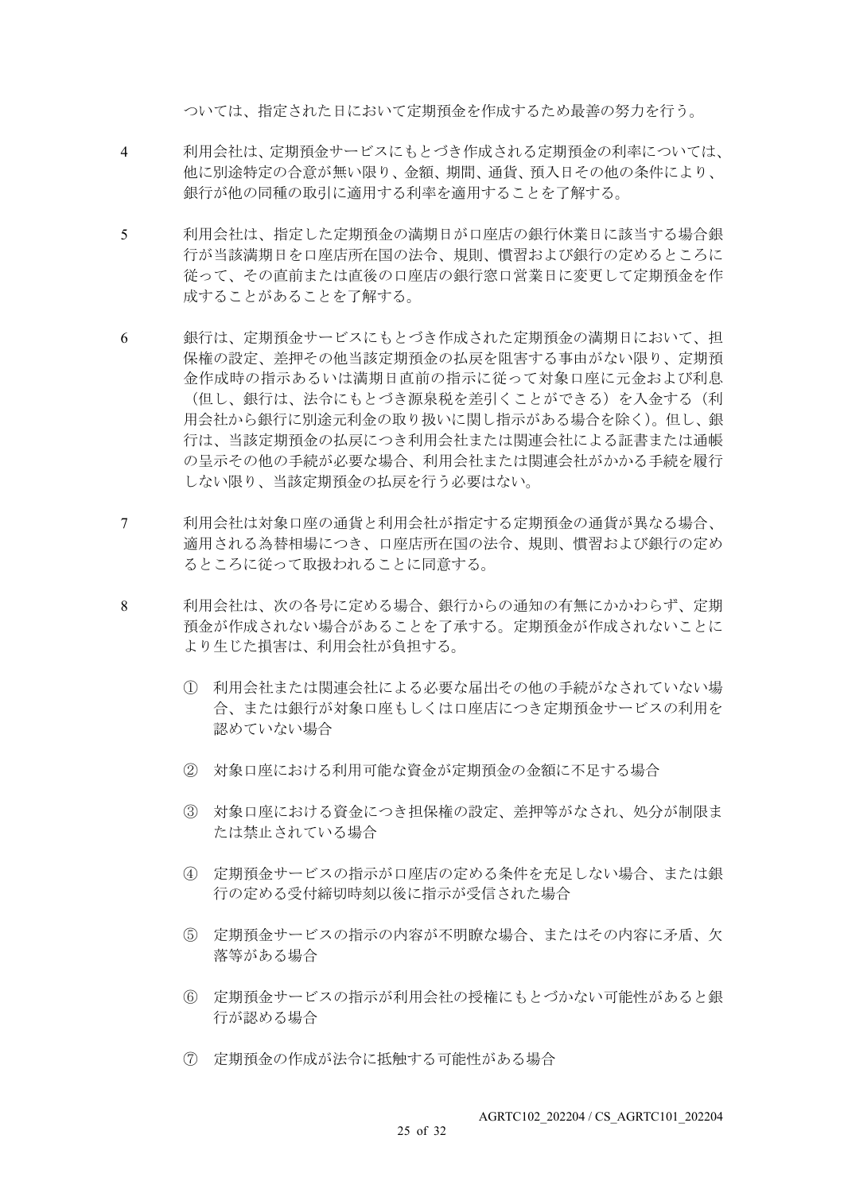ついては、指定された日において定期預金を作成するため最善の努力を行う。

4　利用会社は、定期預金サービスにもとづき作成される定期預金の利率については、他に別途特定の合意が無い限り、金額、期間、通貨、預入日その他の条件により、銀行が他の同種の取引に適用する利率を適用することを了解する。

5　利用会社は、指定した定期預金の満期日が口座店の銀行休業日に該当する場合銀行が当該満期日を口座店所在国の法令、規則、慣習および銀行の定めるところに従って、その直前または直後の口座店の銀行窓口営業日に変更して定期預金を作成することがあることを了解する。

6　銀行は、定期預金サービスにもとづき作成された定期預金の満期日において、担保権の設定、差押その他当該定期預金の払戻を阻害する事由がない限り、定期預金作成時の指示あるいは満期日直前の指示に従って対象口座に元金および利息（但し、銀行は、法令にもとづき源泉税を差引くことができる）を入金する（利用会社から銀行に別途元利金の取り扱いに関し指示がある場合を除く）。但し、銀行は、当該定期預金の払戻につき利用会社または関連会社による証書または通帳の呈示その他の手続が必要な場合、利用会社または関連会社がかかる手続を履行しない限り、当該定期預金の払戻を行う必要はない。

7　利用会社は対象口座の通貨と利用会社が指定する定期預金の通貨が異なる場合、適用される為替相場につき、口座店所在国の法令、規則、慣習および銀行の定めるところに従って取扱われることに同意する。

8　利用会社は、次の各号に定める場合、銀行からの通知の有無にかかわらず、定期預金が作成されない場合があることを了承する。定期預金が作成されないことにより生じた損害は、利用会社が負担する。

① 利用会社または関連会社による必要な届出その他の手続がなされていない場合、または銀行が対象口座もしくは口座店につき定期預金サービスの利用を認めていない場合

② 対象口座における利用可能な資金が定期預金の金額に不足する場合

③ 対象口座における資金につき担保権の設定、差押等がなされ、処分が制限または禁止されている場合

④ 定期預金サービスの指示が口座店の定める条件を充足しない場合、または銀行の定める受付締切時刻以後に指示が受信された場合

⑤ 定期預金サービスの指示の内容が不明瞭な場合、またはその内容に矛盾、欠落等がある場合

⑥ 定期預金サービスの指示が利用会社の授権にもとづかない可能性があると銀行が認める場合

⑦ 定期預金の作成が法令に抵触する可能性がある場合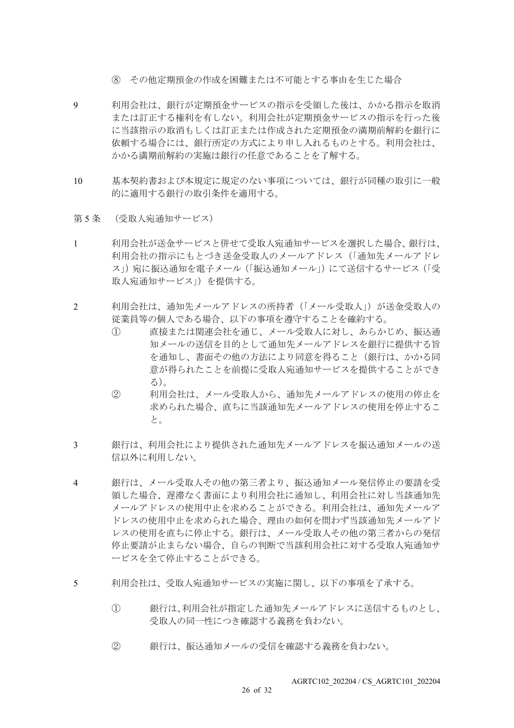⑧ その他定期預金の作成を困難または不可能とする事由を生じた場合

9 利用会社は、銀行が定期預金サービスの指示を受領した後は、かかる指示を取消または訂正する権利を有しない。利用会社が定期預金サービスの指示を行った後に当該指示の取消もしくは訂正または作成された定期預金の満期前解約を銀行に依頼する場合には、銀行所定の方式により申し入れるものとする。利用会社は、かかる満期前解約の実施は銀行の任意であることを了解する。

10 基本契約書および本規定に規定のない事項については、銀行が同種の取引に一般的に適用する銀行の取引条件を適用する。

第 5 条 （受取人宛通知サービス）

1 利用会社が送金サービスと併せて受取人宛通知サービスを選択した場合、銀行は、利用会社の指示にもとづき送金受取人のメールアドレス（「通知先メールアドレス」）宛に振込通知を電子メール（「振込通知メール」）にて送信するサービス（「受取人宛通知サービス」）を提供する。

2 利用会社は、通知先メールアドレスの所持者（「メール受取人」）が送金受取人の従業員等の個人である場合、以下の事項を遵守することを確約する。

① 直接または関連会社を通じ、メール受取人に対し、あらかじめ、振込通知メールの送信を目的として通知先メールアドレスを銀行に提供する旨を通知し、書面その他の方法により同意を得ること（銀行は、かかる同意が得られたことを前提に受取人宛通知サービスを提供することができる）。

② 利用会社は、メール受取人から、通知先メールアドレスの使用の停止を求められた場合、直ちに当該通知先メールアドレスの使用を停止すること。

3 銀行は、利用会社により提供された通知先メールアドレスを振込通知メールの送信以外に利用しない。

4 銀行は、メール受取人その他の第三者より、振込通知メール発信停止の要請を受領した場合、遅滞なく書面により利用会社に通知し、利用会社に対し当該通知先メールアドレスの使用中止を求めることができる。利用会社は、通知先メールアドレスの使用中止を求められた場合、理由の如何を問わず当該通知先メールアドレスの使用を直ちに停止する。銀行は、メール受取人その他の第三者からの発信停止要請が止まらない場合、自らの判断で当該利用会社に対する受取人宛通知サービスを全て停止することができる。

5 利用会社は、受取人宛通知サービスの実施に関し、以下の事項を了承する。

① 銀行は、利用会社が指定した通知先メールアドレスに送信するものとし、受取人の同一性につき確認する義務を負わない。

② 銀行は、振込通知メールの受信を確認する義務を負わない。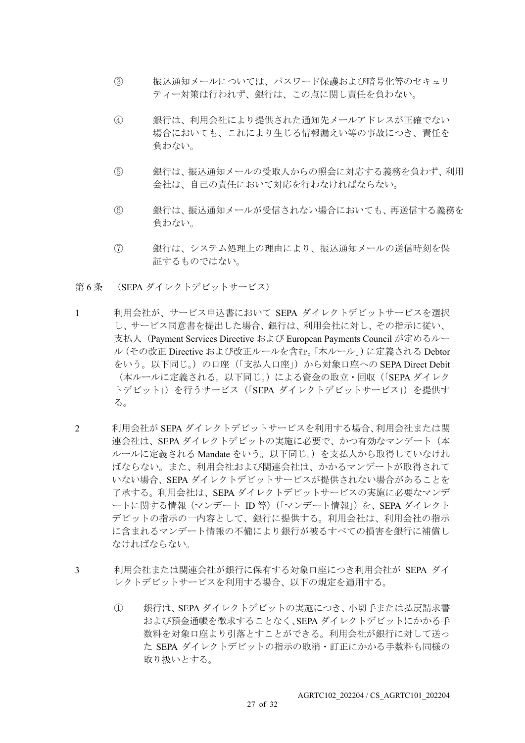③ 振込通知メールについては、パスワード保護および暗号化等のセキュリティー対策は行われず、銀行は、この点に関し責任を負わない。

④ 銀行は、利用会社により提供された通知先メールアドレスが正確でない場合においても、これにより生じる情報漏えい等の事故につき、責任を負わない。

⑤ 銀行は、振込通知メールの受取人からの照会に対応する義務を負わず、利用会社は、自己の責任において対応を行わなければならない。

⑥ 銀行は、振込通知メールが受信されない場合においても、再送信する義務を負わない。

⑦ 銀行は、システム処理上の理由により、振込通知メールの送信時刻を保証するものではない。

## 第 6 条 （SEPA ダイレクトデビットサービス）

1 利用会社が、サービス申込書において SEPA ダイレクトデビットサービスを選択し、サービス同意書を提出した場合、銀行は、利用会社に対し、その指示に従い、支払人（Payment Services Directive および European Payments Council が定めるルール（その改正 Directive および改正ルールを含む。「本ルール」）に定義される Debtor をいう。以下同じ。）の口座（「支払人口座」）から対象口座への SEPA Direct Debit（本ルールに定義される。以下同じ。）による資金の取立・回収（「SEPA ダイレクトデビット」）を行うサービス（「SEPA ダイレクトデビットサービス」）を提供する。

2 利用会社が SEPA ダイレクトデビットサービスを利用する場合、利用会社または関連会社は、SEPA ダイレクトデビットの実施に必要で、かつ有効なマンデート（本ルールに定義される Mandate をいう。以下同じ。）を支払人から取得していなければならない。また、利用会社および関連会社は、かかるマンデートが取得されていない場合、SEPA ダイレクトデビットサービスが提供されない場合があることを了承する。利用会社は、SEPA ダイレクトデビットサービスの実施に必要なマンデートに関する情報（マンデート ID 等）（「マンデート情報」）を、SEPA ダイレクトデビットの指示の一内容として、銀行に提供する。利用会社は、利用会社の指示に含まれるマンデート情報の不備により銀行が被るすべての損害を銀行に補償しなければならない。

3 利用会社または関連会社が銀行に保有する対象口座につき利用会社が SEPA ダイレクトデビットサービスを利用する場合、以下の規定を適用する。

① 銀行は、SEPA ダイレクトデビットの実施につき、小切手または払戻請求書および預金通帳を徴求することなく、SEPA ダイレクトデビットにかかる手数料を対象口座より引落とすことができる。利用会社が銀行に対して送った SEPA ダイレクトデビットの指示の取消・訂正にかかる手数料も同様の取り扱いとする。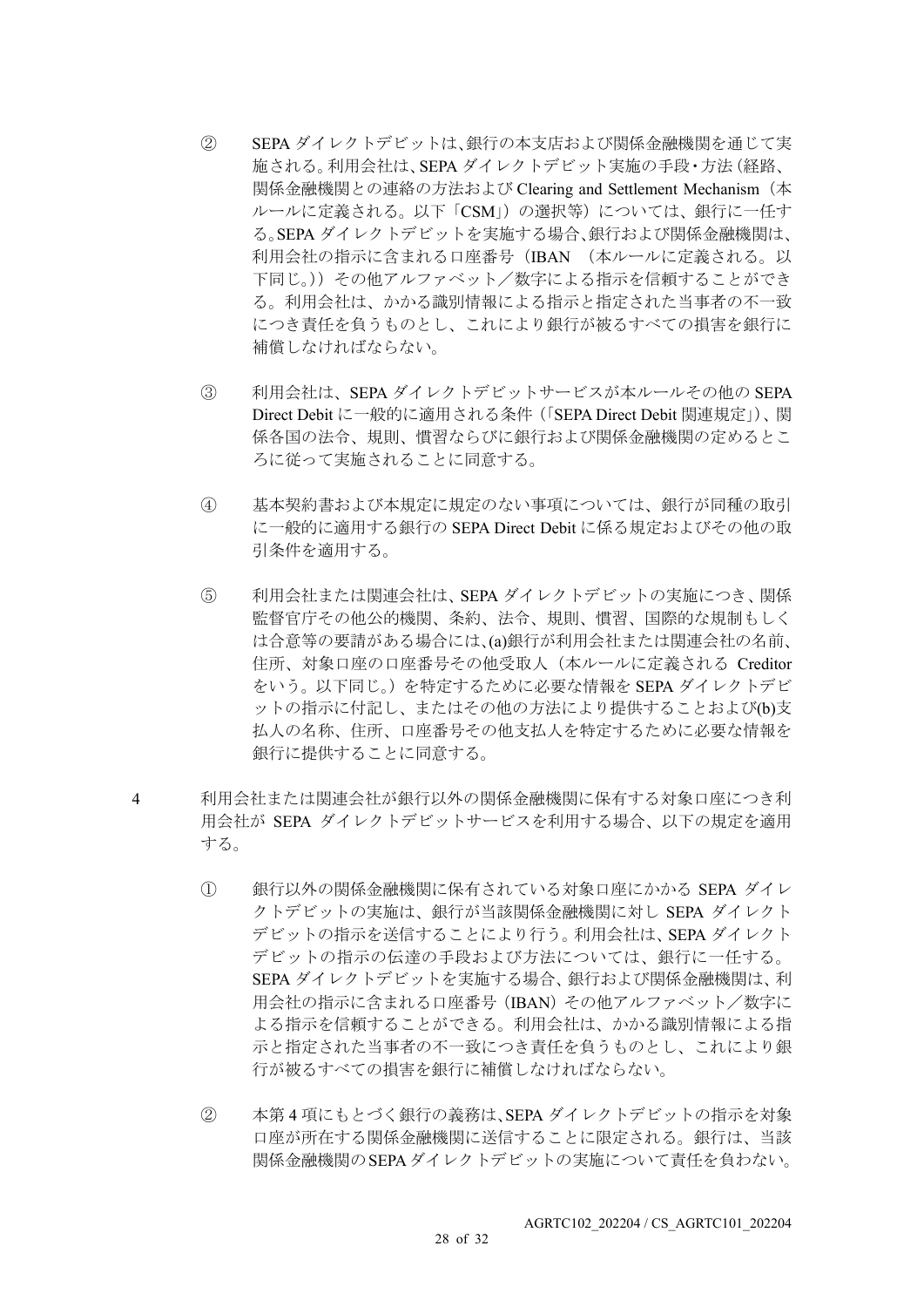② SEPAダイレクトデビットは、銀行の本支店および関係金融機関を通じて実施される。利用会社は、SEPAダイレクトデビット実施の手段・方法（経路、関係金融機関との連絡の方法およびClearing and Settlement Mechanism（本ルールに定義される。以下「CSM」）の選択等）については、銀行に一任する。SEPAダイレクトデビットを実施する場合、銀行および関係金融機関は、利用会社の指示に含まれる口座番号（IBAN （本ルールに定義される。以下同じ。））その他アルファベット／数字による指示を信頼することができる。利用会社は、かかる識別情報による指示と指定された当事者の不一致につき責任を負うものとし、これにより銀行が被るすべての損害を銀行に補償しなければならない。

③ 利用会社は、SEPAダイレクトデビットサービスが本ルールその他のSEPA Direct Debitに一般的に適用される条件（「SEPA Direct Debit関連規定」）、関係各国の法令、規則、慣習ならびに銀行および関係金融機関の定めるところに従って実施されることに同意する。

④ 基本契約書および本規定に規定のない事項については、銀行が同種の取引に一般的に適用する銀行のSEPA Direct Debitに係る規定およびその他の取引条件を適用する。

⑤ 利用会社または関連会社は、SEPAダイレクトデビットの実施につき、関係監督官庁その他公的機関、条約、法令、規則、慣習、国際的な規制もしくは合意等の要請がある場合には、(a)銀行が利用会社または関連会社の名前、住所、対象口座の口座番号その他受取人（本ルールに定義されるCreditorをいう。以下同じ。）を特定するために必要な情報をSEPAダイレクトデビットの指示に付記し、またはその他の方法により提供することおよび(b)支払人の名称、住所、口座番号その他支払人を特定するために必要な情報を銀行に提供することに同意する。

4 利用会社または関連会社が銀行以外の関係金融機関に保有する対象口座につき利用会社がSEPAダイレクトデビットサービスを利用する場合、以下の規定を適用する。

① 銀行以外の関係金融機関に保有されている対象口座にかかるSEPAダイレクトデビットの実施は、銀行が当該関係金融機関に対しSEPAダイレクトデビットの指示を送信することにより行う。利用会社は、SEPAダイレクトデビットの指示の伝達の手段および方法については、銀行に一任する。SEPAダイレクトデビットを実施する場合、銀行および関係金融機関は、利用会社の指示に含まれる口座番号（IBAN）その他アルファベット／数字による指示を信頼することができる。利用会社は、かかる識別情報による指示と指定された当事者の不一致につき責任を負うものとし、これにより銀行が被るすべての損害を銀行に補償しなければならない。

② 本第4項にもとづく銀行の義務は、SEPAダイレクトデビットの指示を対象口座が所在する関係金融機関に送信することに限定される。銀行は、当該関係金融機関のSEPAダイレクトデビットの実施について責任を負わない。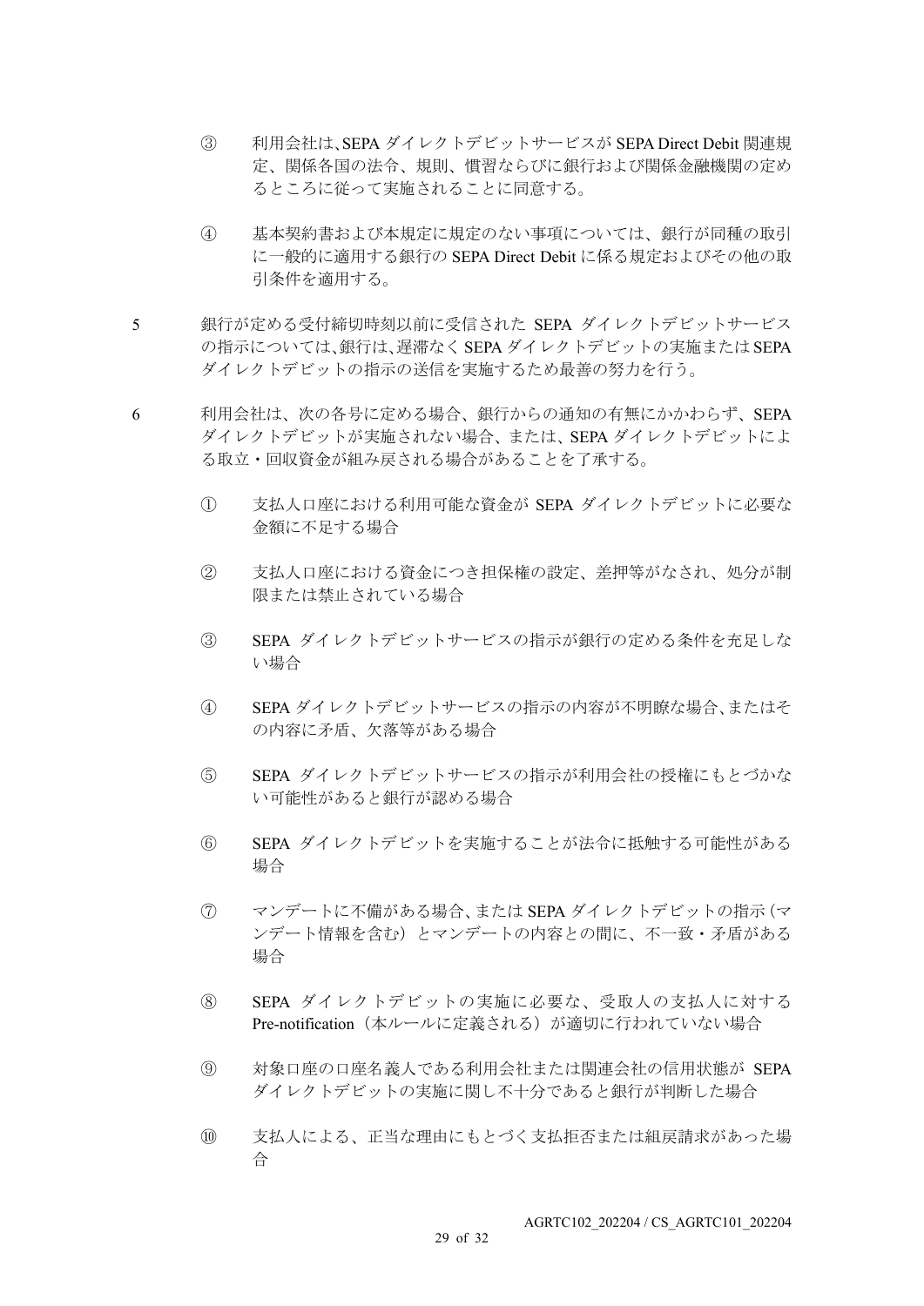③ 利用会社は、SEPA ダイレクトデビットサービスが SEPA Direct Debit 関連規定、関係各国の法令、規則、慣習ならびに銀行および関係金融機関の定めるところに従って実施されることに同意する。

④ 基本契約書および本規定に規定のない事項については、銀行が同種の取引に一般的に適用する銀行の SEPA Direct Debit に係る規定およびその他の取引条件を適用する。

5 銀行が定める受付締切時刻以前に受信された SEPA ダイレクトデビットサービスの指示については、銀行は、遅滞なく SEPA ダイレクトデビットの実施または SEPA ダイレクトデビットの指示の送信を実施するため最善の努力を行う。

6 利用会社は、次の各号に定める場合、銀行からの通知の有無にかかわらず、SEPA ダイレクトデビットが実施されない場合、または、SEPA ダイレクトデビットによる取立・回収資金が組み戻される場合があることを了承する。

① 支払人口座における利用可能な資金が SEPA ダイレクトデビットに必要な金額に不足する場合

② 支払人口座における資金につき担保権の設定、差押等がなされ、処分が制限または禁止されている場合

③ SEPA ダイレクトデビットサービスの指示が銀行の定める条件を充足しない場合

④ SEPA ダイレクトデビットサービスの指示の内容が不明瞭な場合、またはその内容に矛盾、欠落等がある場合

⑤ SEPA ダイレクトデビットサービスの指示が利用会社の授権にもとづかない可能性があると銀行が認める場合

⑥ SEPA ダイレクトデビットを実施することが法令に抵触する可能性がある場合

⑦ マンデートに不備がある場合、または SEPA ダイレクトデビットの指示（マンデート情報を含む）とマンデートの内容との間に、不一致・矛盾がある場合

⑧ SEPA ダイレクトデビットの実施に必要な、受取人の支払人に対する Pre-notification（本ルールに定義される）が適切に行われていない場合

⑨ 対象口座の口座名義人である利用会社または関連会社の信用状態が SEPA ダイレクトデビットの実施に関し不十分であると銀行が判断した場合

⑩ 支払人による、正当な理由にもとづく支払拒否または組戻請求があった場合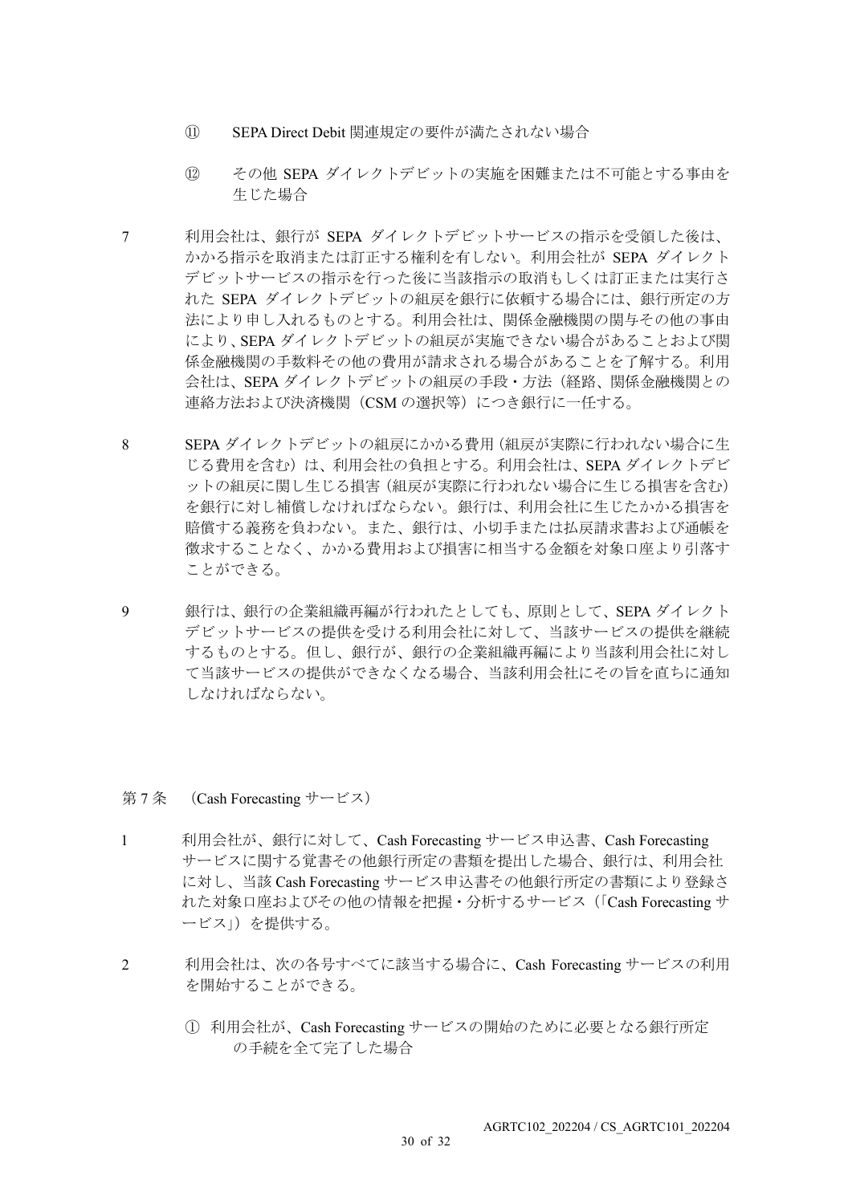⑪ SEPA Direct Debit 関連規定の要件が満たされない場合

⑫ その他 SEPA ダイレクトデビットの実施を困難または不可能とする事由を生じた場合

7 利用会社は、銀行が SEPA ダイレクトデビットサービスの指示を受領した後は、かかる指示を取消または訂正する権利を有しない。利用会社が SEPA ダイレクトデビットサービスの指示を行った後に当該指示の取消もしくは訂正または実行された SEPA ダイレクトデビットの組戻を銀行に依頼する場合には、銀行所定の方法により申し入れるものとする。利用会社は、関係金融機関の関与その他の事由により、SEPA ダイレクトデビットの組戻が実施できない場合があることおよび関係金融機関の手数料その他の費用が請求される場合があることを了解する。利用会社は、SEPA ダイレクトデビットの組戻の手段・方法（経路、関係金融機関との連絡方法および決済機関（CSM の選択等）につき銀行に一任する。

8 SEPA ダイレクトデビットの組戻にかかる費用（組戻が実際に行われない場合に生じる費用を含む）は、利用会社の負担とする。利用会社は、SEPA ダイレクトデビットの組戻に関し生じる損害（組戻が実際に行われない場合に生じる損害を含む）を銀行に対し補償しなければならない。銀行は、利用会社に生じたかかる損害を賠償する義務を負わない。また、銀行は、小切手または払戻請求書および通帳を徴求することなく、かかる費用および損害に相当する金額を対象口座より引落すことができる。

9 銀行は、銀行の企業組織再編が行われたとしても、原則として、SEPA ダイレクトデビットサービスの提供を受ける利用会社に対して、当該サービスの提供を継続するものとする。但し、銀行が、銀行の企業組織再編により当該利用会社に対して当該サービスの提供ができなくなる場合、当該利用会社にその旨を直ちに通知しなければならない。

## 第 7 条 （Cash Forecasting サービス）

1 利用会社が、銀行に対して、Cash Forecasting サービス申込書、Cash Forecasting サービスに関する覚書その他銀行所定の書類を提出した場合、銀行は、利用会社に対し、当該 Cash Forecasting サービス申込書その他銀行所定の書類により登録された対象口座およびその他の情報を把握・分析するサービス（「Cash Forecasting サービス」）を提供する。

2 利用会社は、次の各号すべてに該当する場合に、Cash Forecasting サービスの利用を開始することができる。

① 利用会社が、Cash Forecasting サービスの開始のために必要となる銀行所定の手続を全て完了した場合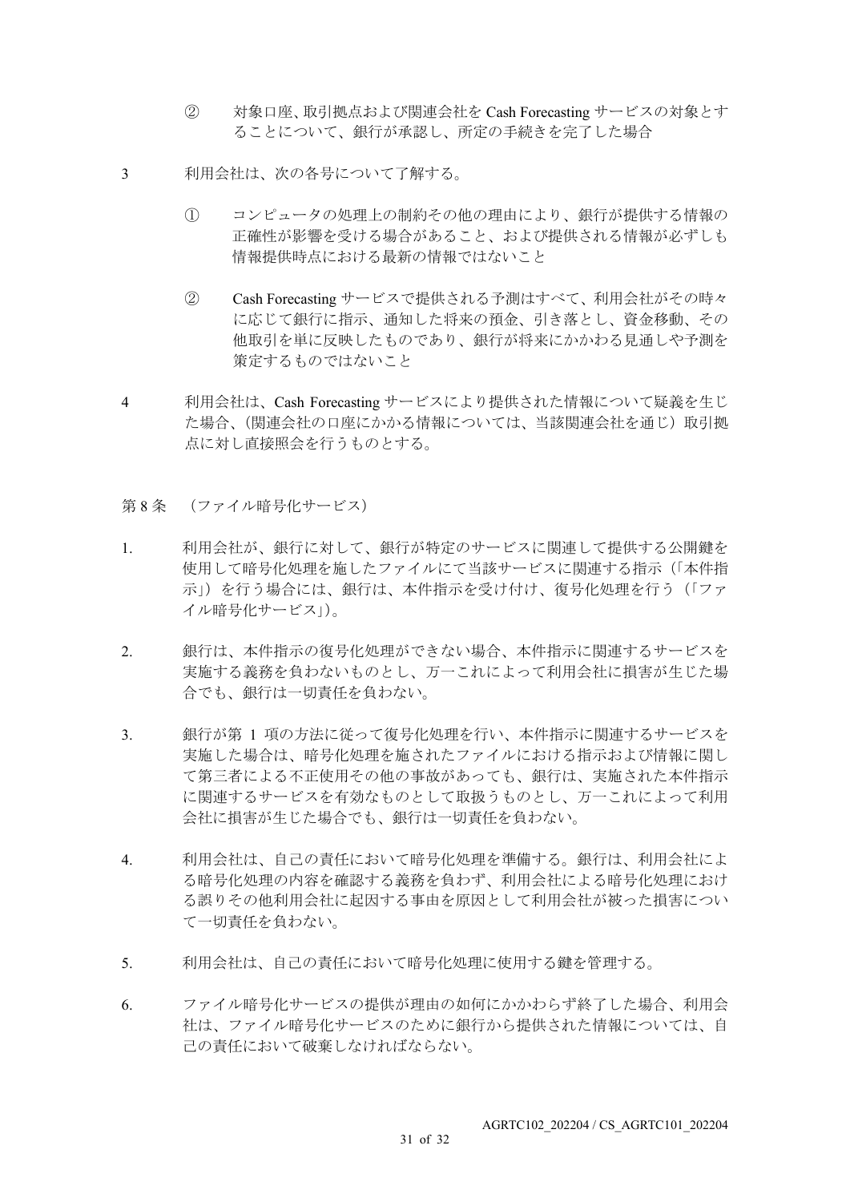② 対象口座、取引拠点および関連会社を Cash Forecasting サービスの対象とすることについて、銀行が承認し、所定の手続きを完了した場合

3 利用会社は、次の各号について了解する。

① コンピュータの処理上の制約その他の理由により、銀行が提供する情報の正確性が影響を受ける場合があること、および提供される情報が必ずしも情報提供時点における最新の情報ではないこと

② Cash Forecasting サービスで提供される予測はすべて、利用会社がその時々に応じて銀行に指示、通知した将来の預金、引き落とし、資金移動、その他取引を単に反映したものであり、銀行が将来にかかわる見通しや予測を策定するものではないこと

4 利用会社は、Cash Forecasting サービスにより提供された情報について疑義を生じた場合、（関連会社の口座にかかる情報については、当該関連会社を通じ）取引拠点に対し直接照会を行うものとする。

## 第 8 条 （ファイル暗号化サービス）

1. 利用会社が、銀行に対して、銀行が特定のサービスに関連して提供する公開鍵を使用して暗号化処理を施したファイルにて当該サービスに関連する指示（「本件指示」）を行う場合には、銀行は、本件指示を受け付け、復号化処理を行う（「ファイル暗号化サービス」）。

2. 銀行は、本件指示の復号化処理ができない場合、本件指示に関連するサービスを実施する義務を負わないものとし、万一これによって利用会社に損害が生じた場合でも、銀行は一切責任を負わない。

3. 銀行が第 1 項の方法に従って復号化処理を行い、本件指示に関連するサービスを実施した場合は、暗号化処理を施されたファイルにおける指示および情報に関して第三者による不正使用その他の事故があっても、銀行は、実施された本件指示に関連するサービスを有効なものとして取扱うものとし、万一これによって利用会社に損害が生じた場合でも、銀行は一切責任を負わない。

4. 利用会社は、自己の責任において暗号化処理を準備する。銀行は、利用会社による暗号化処理の内容を確認する義務を負わず、利用会社による暗号化処理における誤りその他利用会社に起因する事由を原因として利用会社が被った損害について一切責任を負わない。

5. 利用会社は、自己の責任において暗号化処理に使用する鍵を管理する。

6. ファイル暗号化サービスの提供が理由の如何にかかわらず終了した場合、利用会社は、ファイル暗号化サービスのために銀行から提供された情報については、自己の責任において破棄しなければならない。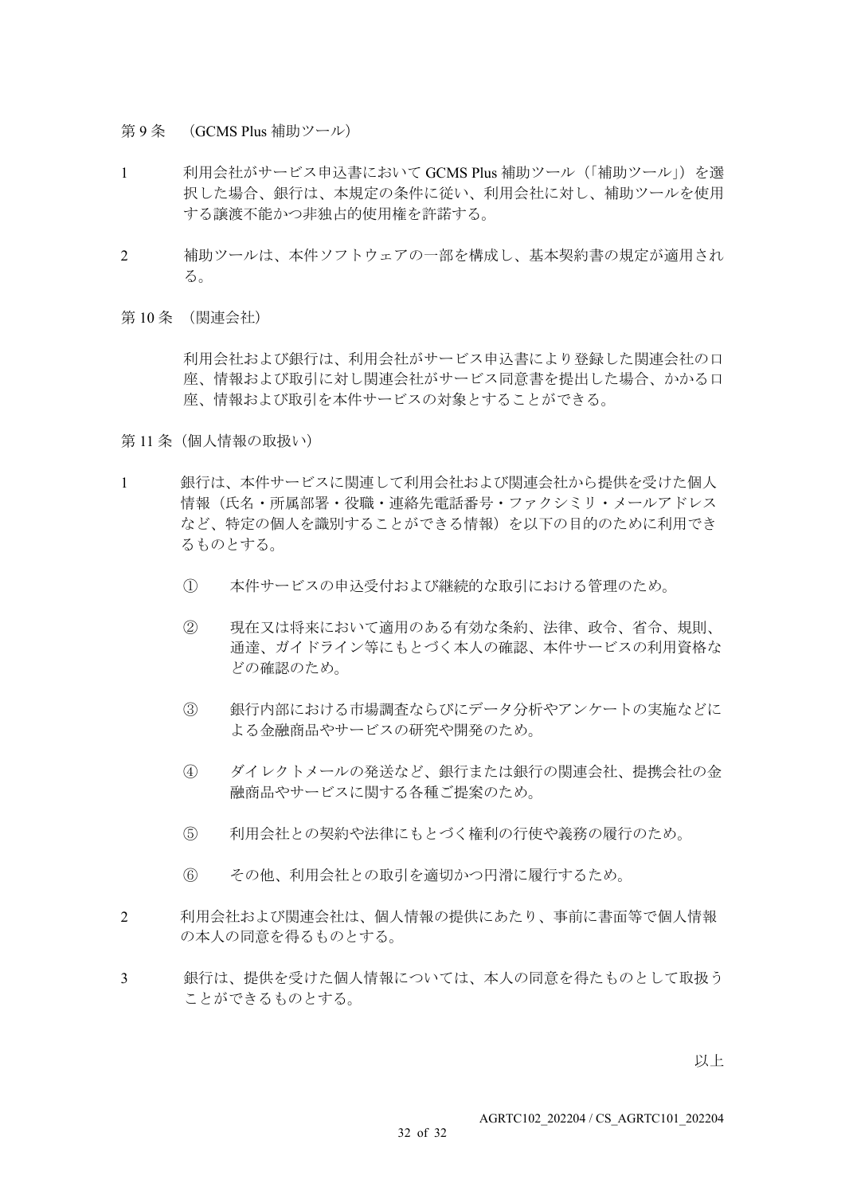第 9 条　（GCMS Plus 補助ツール）

1　利用会社がサービス申込書において GCMS Plus 補助ツール（「補助ツール」）を選択した場合、銀行は、本規定の条件に従い、利用会社に対し、補助ツールを使用する譲渡不能かつ非独占的使用権を許諾する。

2　補助ツールは、本件ソフトウェアの一部を構成し、基本契約書の規定が適用される。

第 10 条　（関連会社）

利用会社および銀行は、利用会社がサービス申込書により登録した関連会社の口座、情報および取引に対し関連会社がサービス同意書を提出した場合、かかる口座、情報および取引を本件サービスの対象とすることができる。

第 11 条（個人情報の取扱い）

1　銀行は、本件サービスに関連して利用会社および関連会社から提供を受けた個人情報（氏名・所属部署・役職・連絡先電話番号・ファクシミリ・メールアドレスなど、特定の個人を識別することができる情報）を以下の目的のために利用できるものとする。

　①　本件サービスの申込受付および継続的な取引における管理のため。

　②　現在又は将来において適用のある有効な条約、法律、政令、省令、規則、通達、ガイドライン等にもとづく本人の確認、本件サービスの利用資格などの確認のため。

　③　銀行内部における市場調査ならびにデータ分析やアンケートの実施などによる金融商品やサービスの研究や開発のため。

　④　ダイレクトメールの発送など、銀行または銀行の関連会社、提携会社の金融商品やサービスに関する各種ご提案のため。

　⑤　利用会社との契約や法律にもとづく権利の行使や義務の履行のため。

　⑥　その他、利用会社との取引を適切かつ円滑に履行するため。

2　利用会社および関連会社は、個人情報の提供にあたり、事前に書面等で個人情報の本人の同意を得るものとする。

3　銀行は、提供を受けた個人情報については、本人の同意を得たものとして取扱うことができるものとする。

以上

AGRTC102_202204 / CS_AGRTC101_202204